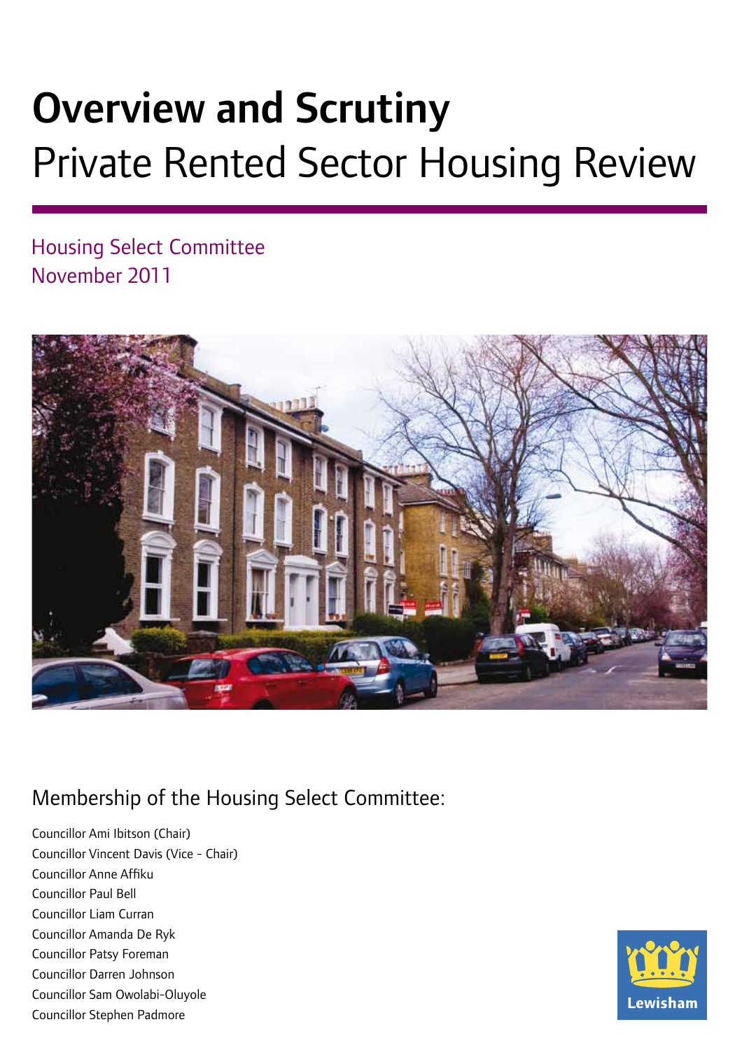# Overview and Scrutiny

## Private Rented Sector Housing Review

Housing Select Committee
November 2011

### Membership of the Housing Select Committee:

Councillor Ami Ibitson (Chair)
Councillor Vincent Davis (Vice - Chair)
Councillor Anne Affiku
Councillor Paul Bell
Councillor Liam Curran
Councillor Amanda De Ryk
Councillor Patsy Foreman
Councillor Darren Johnson
Councillor Sam Owolabi-Oluyole
Councillor Stephen Padmore

Lewisham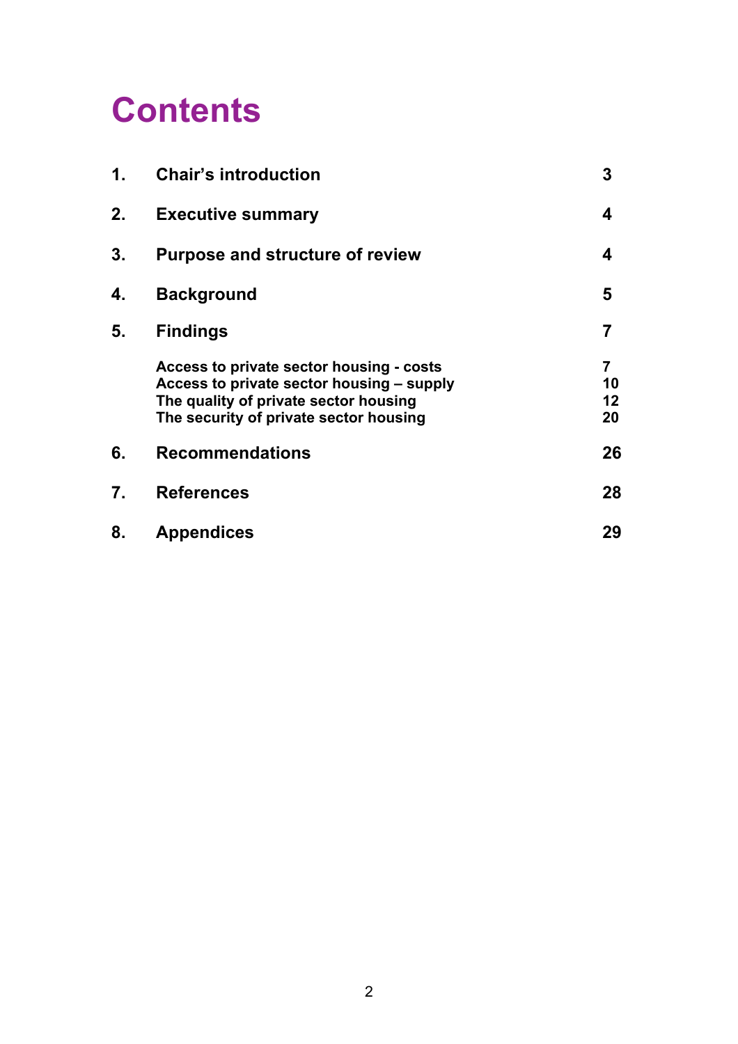# Contents

| | | |
|---|---|---|
| **1.** | **Chair's introduction** | **3** |
| **2.** | **Executive summary** | **4** |
| **3.** | **Purpose and structure of review** | **4** |
| **4.** | **Background** | **5** |
| **5.** | **Findings** | **7** |
| | **Access to private sector housing - costs** | **7** |
| | **Access to private sector housing – supply** | **10** |
| | **The quality of private sector housing** | **12** |
| | **The security of private sector housing** | **20** |
| **6.** | **Recommendations** | **26** |
| **7.** | **References** | **28** |
| **8.** | **Appendices** | **29** |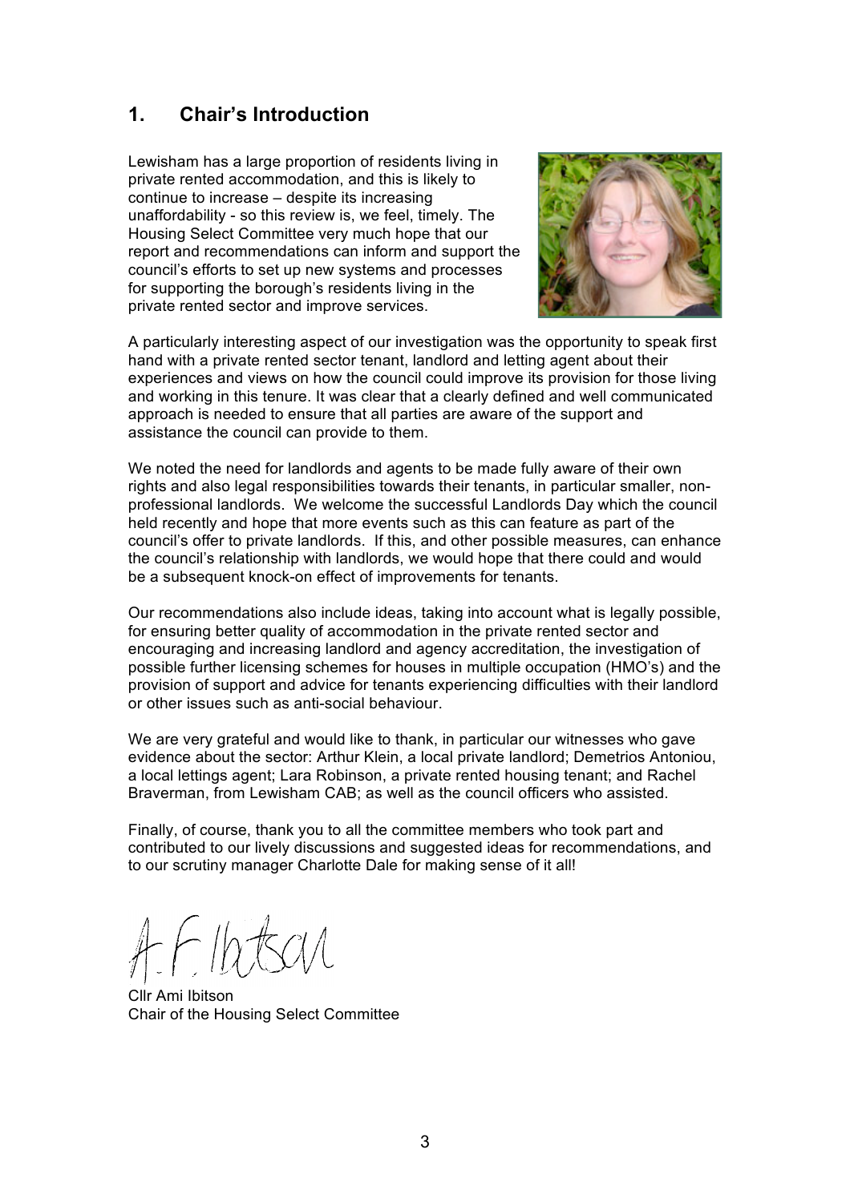## 1. Chair's Introduction

Lewisham has a large proportion of residents living in private rented accommodation, and this is likely to continue to increase – despite its increasing unaffordability - so this review is, we feel, timely. The Housing Select Committee very much hope that our report and recommendations can inform and support the council's efforts to set up new systems and processes for supporting the borough's residents living in the private rented sector and improve services.

A particularly interesting aspect of our investigation was the opportunity to speak first hand with a private rented sector tenant, landlord and letting agent about their experiences and views on how the council could improve its provision for those living and working in this tenure. It was clear that a clearly defined and well communicated approach is needed to ensure that all parties are aware of the support and assistance the council can provide to them.

We noted the need for landlords and agents to be made fully aware of their own rights and also legal responsibilities towards their tenants, in particular smaller, non-professional landlords. We welcome the successful Landlords Day which the council held recently and hope that more events such as this can feature as part of the council's offer to private landlords. If this, and other possible measures, can enhance the council's relationship with landlords, we would hope that there could and would be a subsequent knock-on effect of improvements for tenants.

Our recommendations also include ideas, taking into account what is legally possible, for ensuring better quality of accommodation in the private rented sector and encouraging and increasing landlord and agency accreditation, the investigation of possible further licensing schemes for houses in multiple occupation (HMO's) and the provision of support and advice for tenants experiencing difficulties with their landlord or other issues such as anti-social behaviour.

We are very grateful and would like to thank, in particular our witnesses who gave evidence about the sector: Arthur Klein, a local private landlord; Demetrios Antoniou, a local lettings agent; Lara Robinson, a private rented housing tenant; and Rachel Braverman, from Lewisham CAB; as well as the council officers who assisted.

Finally, of course, thank you to all the committee members who took part and contributed to our lively discussions and suggested ideas for recommendations, and to our scrutiny manager Charlotte Dale for making sense of it all!

A.F. Ibitson

Cllr Ami Ibitson
Chair of the Housing Select Committee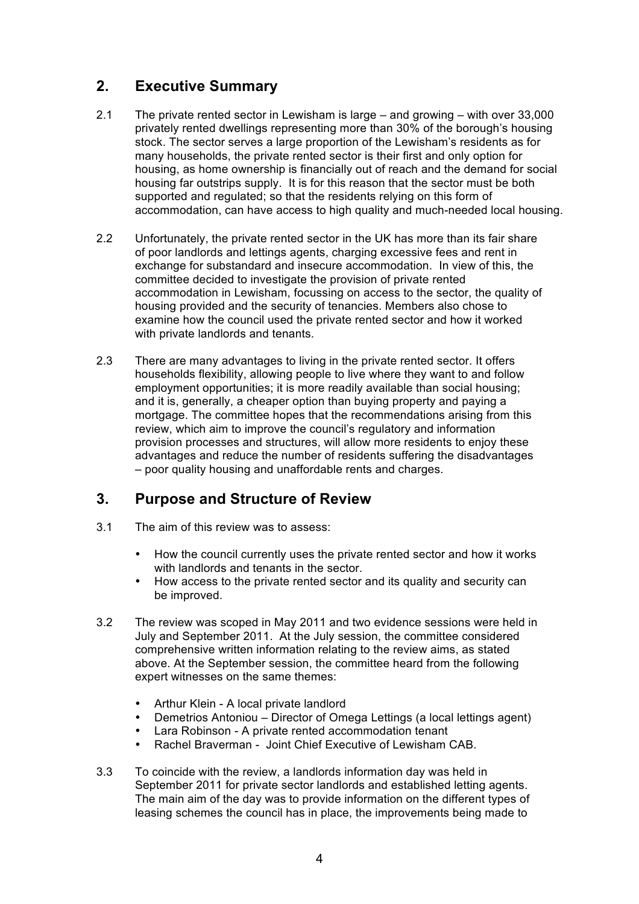## 2. Executive Summary

2.1 The private rented sector in Lewisham is large – and growing – with over 33,000 privately rented dwellings representing more than 30% of the borough's housing stock. The sector serves a large proportion of the Lewisham's residents as for many households, the private rented sector is their first and only option for housing, as home ownership is financially out of reach and the demand for social housing far outstrips supply. It is for this reason that the sector must be both supported and regulated; so that the residents relying on this form of accommodation, can have access to high quality and much-needed local housing.

2.2 Unfortunately, the private rented sector in the UK has more than its fair share of poor landlords and lettings agents, charging excessive fees and rent in exchange for substandard and insecure accommodation. In view of this, the committee decided to investigate the provision of private rented accommodation in Lewisham, focussing on access to the sector, the quality of housing provided and the security of tenancies. Members also chose to examine how the council used the private rented sector and how it worked with private landlords and tenants.

2.3 There are many advantages to living in the private rented sector. It offers households flexibility, allowing people to live where they want to and follow employment opportunities; it is more readily available than social housing; and it is, generally, a cheaper option than buying property and paying a mortgage. The committee hopes that the recommendations arising from this review, which aim to improve the council's regulatory and information provision processes and structures, will allow more residents to enjoy these advantages and reduce the number of residents suffering the disadvantages – poor quality housing and unaffordable rents and charges.

## 3. Purpose and Structure of Review

3.1 The aim of this review was to assess:

- How the council currently uses the private rented sector and how it works with landlords and tenants in the sector.
- How access to the private rented sector and its quality and security can be improved.

3.2 The review was scoped in May 2011 and two evidence sessions were held in July and September 2011. At the July session, the committee considered comprehensive written information relating to the review aims, as stated above. At the September session, the committee heard from the following expert witnesses on the same themes:

- Arthur Klein - A local private landlord
- Demetrios Antoniou – Director of Omega Lettings (a local lettings agent)
- Lara Robinson - A private rented accommodation tenant
- Rachel Braverman - Joint Chief Executive of Lewisham CAB.

3.3 To coincide with the review, a landlords information day was held in September 2011 for private sector landlords and established letting agents. The main aim of the day was to provide information on the different types of leasing schemes the council has in place, the improvements being made to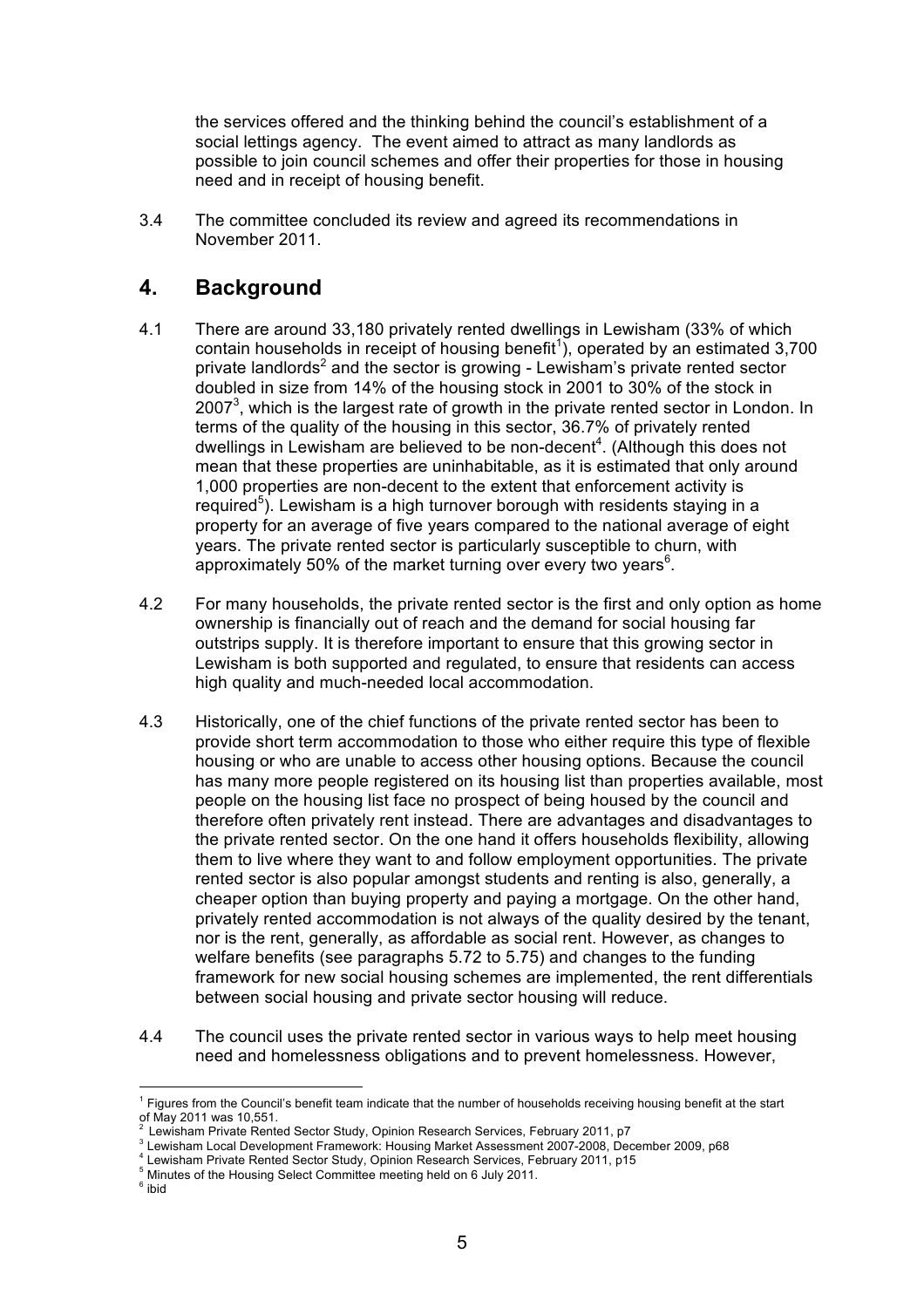the services offered and the thinking behind the council's establishment of a social lettings agency. The event aimed to attract as many landlords as possible to join council schemes and offer their properties for those in housing need and in receipt of housing benefit.

3.4 The committee concluded its review and agreed its recommendations in November 2011.

## 4. Background

4.1 There are around 33,180 privately rented dwellings in Lewisham (33% of which contain households in receipt of housing benefit[1]), operated by an estimated 3,700 private landlords[2] and the sector is growing - Lewisham's private rented sector doubled in size from 14% of the housing stock in 2001 to 30% of the stock in 2007[3], which is the largest rate of growth in the private rented sector in London. In terms of the quality of the housing in this sector, 36.7% of privately rented dwellings in Lewisham are believed to be non-decent[4]. (Although this does not mean that these properties are uninhabitable, as it is estimated that only around 1,000 properties are non-decent to the extent that enforcement activity is required[5]). Lewisham is a high turnover borough with residents staying in a property for an average of five years compared to the national average of eight years. The private rented sector is particularly susceptible to churn, with approximately 50% of the market turning over every two years[6].

4.2 For many households, the private rented sector is the first and only option as home ownership is financially out of reach and the demand for social housing far outstrips supply. It is therefore important to ensure that this growing sector in Lewisham is both supported and regulated, to ensure that residents can access high quality and much-needed local accommodation.

4.3 Historically, one of the chief functions of the private rented sector has been to provide short term accommodation to those who either require this type of flexible housing or who are unable to access other housing options. Because the council has many more people registered on its housing list than properties available, most people on the housing list face no prospect of being housed by the council and therefore often privately rent instead. There are advantages and disadvantages to the private rented sector. On the one hand it offers households flexibility, allowing them to live where they want to and follow employment opportunities. The private rented sector is also popular amongst students and renting is also, generally, a cheaper option than buying property and paying a mortgage. On the other hand, privately rented accommodation is not always of the quality desired by the tenant, nor is the rent, generally, as affordable as social rent. However, as changes to welfare benefits (see paragraphs 5.72 to 5.75) and changes to the funding framework for new social housing schemes are implemented, the rent differentials between social housing and private sector housing will reduce.

4.4 The council uses the private rented sector in various ways to help meet housing need and homelessness obligations and to prevent homelessness. However,

---

[1] Figures from the Council's benefit team indicate that the number of households receiving housing benefit at the start of May 2011 was 10,551.

[2] Lewisham Private Rented Sector Study, Opinion Research Services, February 2011, p7

[3] Lewisham Local Development Framework: Housing Market Assessment 2007-2008, December 2009, p68

[4] Lewisham Private Rented Sector Study, Opinion Research Services, February 2011, p15

[5] Minutes of the Housing Select Committee meeting held on 6 July 2011.

[6] ibid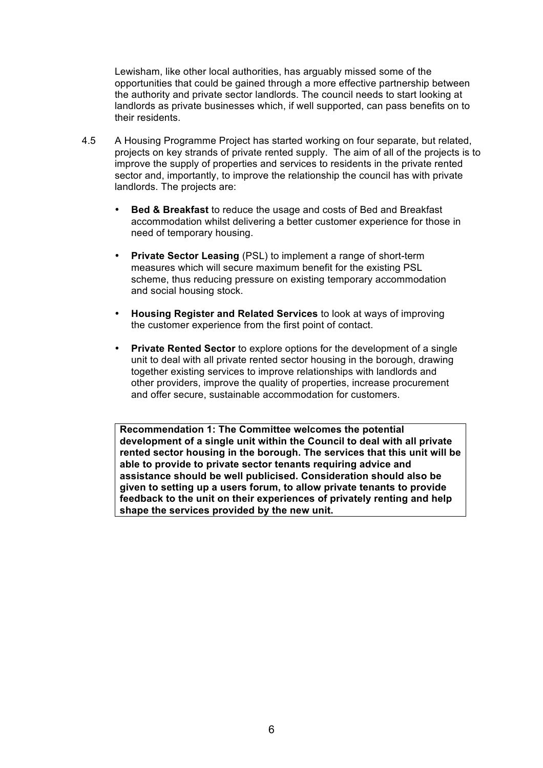Lewisham, like other local authorities, has arguably missed some of the opportunities that could be gained through a more effective partnership between the authority and private sector landlords. The council needs to start looking at landlords as private businesses which, if well supported, can pass benefits on to their residents.

4.5 A Housing Programme Project has started working on four separate, but related, projects on key strands of private rented supply. The aim of all of the projects is to improve the supply of properties and services to residents in the private rented sector and, importantly, to improve the relationship the council has with private landlords. The projects are:

- **Bed & Breakfast** to reduce the usage and costs of Bed and Breakfast accommodation whilst delivering a better customer experience for those in need of temporary housing.
- **Private Sector Leasing** (PSL) to implement a range of short-term measures which will secure maximum benefit for the existing PSL scheme, thus reducing pressure on existing temporary accommodation and social housing stock.
- **Housing Register and Related Services** to look at ways of improving the customer experience from the first point of contact.
- **Private Rented Sector** to explore options for the development of a single unit to deal with all private rented sector housing in the borough, drawing together existing services to improve relationships with landlords and other providers, improve the quality of properties, increase procurement and offer secure, sustainable accommodation for customers.

**Recommendation 1: The Committee welcomes the potential development of a single unit within the Council to deal with all private rented sector housing in the borough. The services that this unit will be able to provide to private sector tenants requiring advice and assistance should be well publicised. Consideration should also be given to setting up a users forum, to allow private tenants to provide feedback to the unit on their experiences of privately renting and help shape the services provided by the new unit.**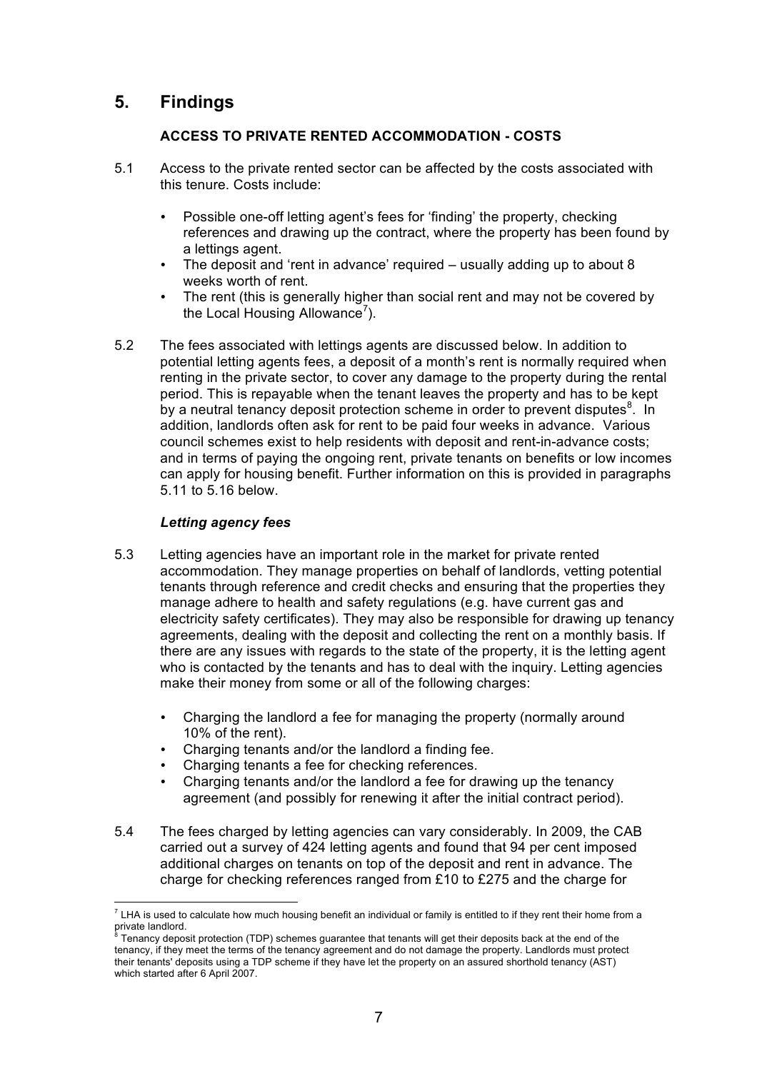# 5. Findings

### ACCESS TO PRIVATE RENTED ACCOMMODATION - COSTS

5.1 Access to the private rented sector can be affected by the costs associated with this tenure. Costs include:

- Possible one-off letting agent's fees for 'finding' the property, checking references and drawing up the contract, where the property has been found by a lettings agent.
- The deposit and 'rent in advance' required – usually adding up to about 8 weeks worth of rent.
- The rent (this is generally higher than social rent and may not be covered by the Local Housing Allowance[7]).

5.2 The fees associated with lettings agents are discussed below. In addition to potential letting agents fees, a deposit of a month's rent is normally required when renting in the private sector, to cover any damage to the property during the rental period. This is repayable when the tenant leaves the property and has to be kept by a neutral tenancy deposit protection scheme in order to prevent disputes[8]. In addition, landlords often ask for rent to be paid four weeks in advance. Various council schemes exist to help residents with deposit and rent-in-advance costs; and in terms of paying the ongoing rent, private tenants on benefits or low incomes can apply for housing benefit. Further information on this is provided in paragraphs 5.11 to 5.16 below.

### *Letting agency fees*

5.3 Letting agencies have an important role in the market for private rented accommodation. They manage properties on behalf of landlords, vetting potential tenants through reference and credit checks and ensuring that the properties they manage adhere to health and safety regulations (e.g. have current gas and electricity safety certificates). They may also be responsible for drawing up tenancy agreements, dealing with the deposit and collecting the rent on a monthly basis. If there are any issues with regards to the state of the property, it is the letting agent who is contacted by the tenants and has to deal with the inquiry. Letting agencies make their money from some or all of the following charges:

- Charging the landlord a fee for managing the property (normally around 10% of the rent).
- Charging tenants and/or the landlord a finding fee.
- Charging tenants a fee for checking references.
- Charging tenants and/or the landlord a fee for drawing up the tenancy agreement (and possibly for renewing it after the initial contract period).

5.4 The fees charged by letting agencies can vary considerably. In 2009, the CAB carried out a survey of 424 letting agents and found that 94 per cent imposed additional charges on tenants on top of the deposit and rent in advance. The charge for checking references ranged from £10 to £275 and the charge for

---

[7] LHA is used to calculate how much housing benefit an individual or family is entitled to if they rent their home from a private landlord.

[8] Tenancy deposit protection (TDP) schemes guarantee that tenants will get their deposits back at the end of the tenancy, if they meet the terms of the tenancy agreement and do not damage the property. Landlords must protect their tenants' deposits using a TDP scheme if they have let the property on an assured shorthold tenancy (AST) which started after 6 April 2007.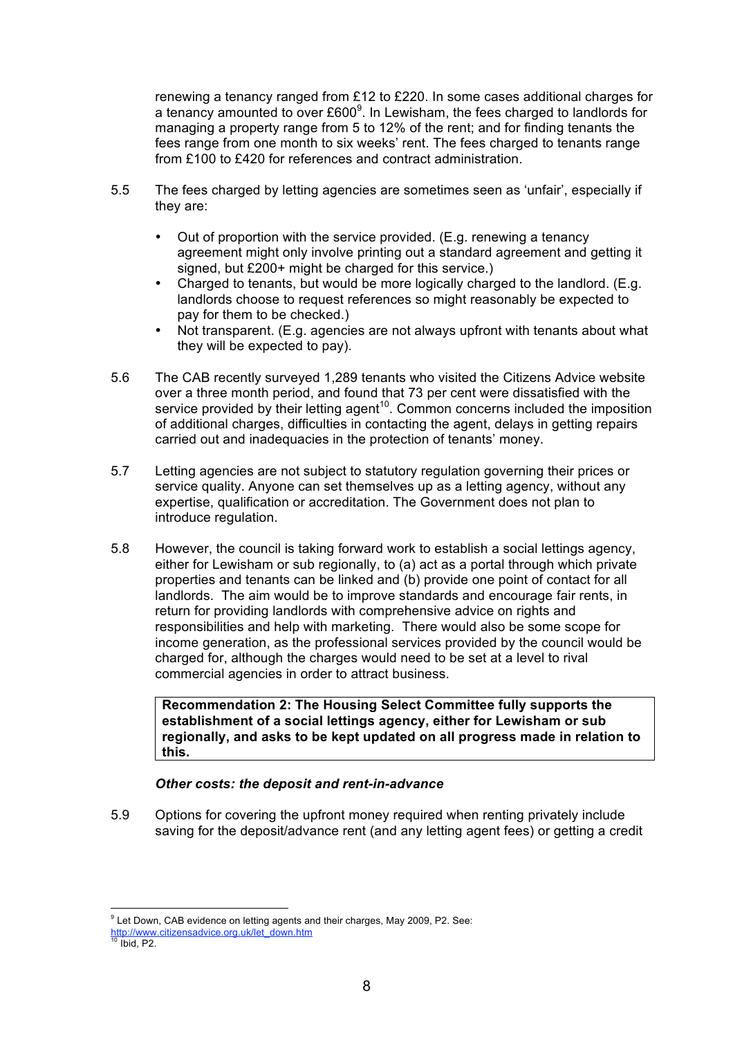renewing a tenancy ranged from £12 to £220. In some cases additional charges for a tenancy amounted to over £600[9]. In Lewisham, the fees charged to landlords for managing a property range from 5 to 12% of the rent; and for finding tenants the fees range from one month to six weeks' rent. The fees charged to tenants range from £100 to £420 for references and contract administration.

5.5 The fees charged by letting agencies are sometimes seen as 'unfair', especially if they are:

- Out of proportion with the service provided. (E.g. renewing a tenancy agreement might only involve printing out a standard agreement and getting it signed, but £200+ might be charged for this service.)
- Charged to tenants, but would be more logically charged to the landlord. (E.g. landlords choose to request references so might reasonably be expected to pay for them to be checked.)
- Not transparent. (E.g. agencies are not always upfront with tenants about what they will be expected to pay).

5.6 The CAB recently surveyed 1,289 tenants who visited the Citizens Advice website over a three month period, and found that 73 per cent were dissatisfied with the service provided by their letting agent[10]. Common concerns included the imposition of additional charges, difficulties in contacting the agent, delays in getting repairs carried out and inadequacies in the protection of tenants' money.

5.7 Letting agencies are not subject to statutory regulation governing their prices or service quality. Anyone can set themselves up as a letting agency, without any expertise, qualification or accreditation. The Government does not plan to introduce regulation.

5.8 However, the council is taking forward work to establish a social lettings agency, either for Lewisham or sub regionally, to (a) act as a portal through which private properties and tenants can be linked and (b) provide one point of contact for all landlords. The aim would be to improve standards and encourage fair rents, in return for providing landlords with comprehensive advice on rights and responsibilities and help with marketing. There would also be some scope for income generation, as the professional services provided by the council would be charged for, although the charges would need to be set at a level to rival commercial agencies in order to attract business.

**Recommendation 2: The Housing Select Committee fully supports the establishment of a social lettings agency, either for Lewisham or sub regionally, and asks to be kept updated on all progress made in relation to this.**

***Other costs: the deposit and rent-in-advance***

5.9 Options for covering the upfront money required when renting privately include saving for the deposit/advance rent (and any letting agent fees) or getting a credit

---

[9] Let Down, CAB evidence on letting agents and their charges, May 2009, P2. See: http://www.citizensadvice.org.uk/let_down.htm

[10] Ibid, P2.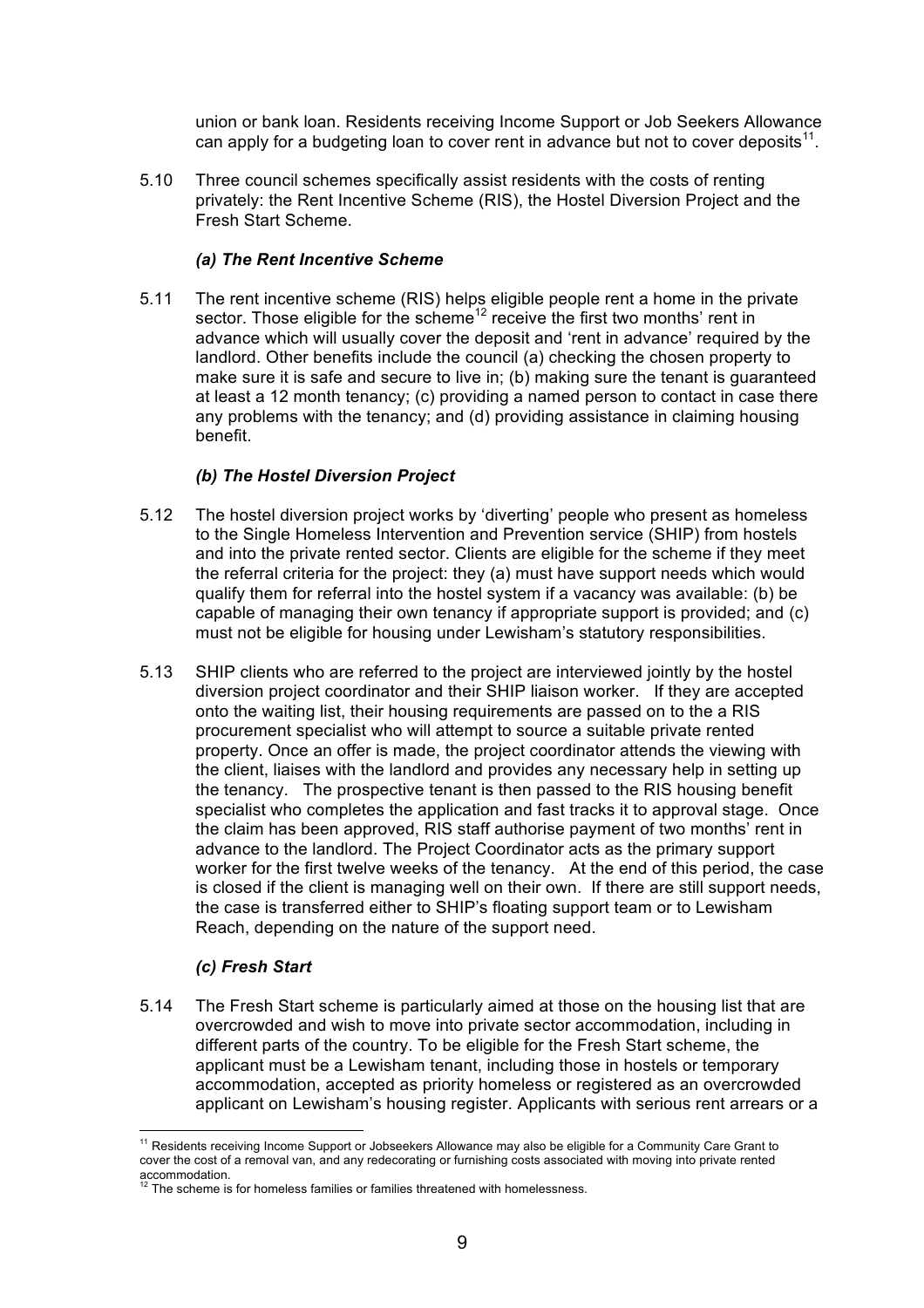union or bank loan. Residents receiving Income Support or Job Seekers Allowance can apply for a budgeting loan to cover rent in advance but not to cover deposits[11].

5.10 Three council schemes specifically assist residents with the costs of renting privately: the Rent Incentive Scheme (RIS), the Hostel Diversion Project and the Fresh Start Scheme.

### *(a) The Rent Incentive Scheme*

5.11 The rent incentive scheme (RIS) helps eligible people rent a home in the private sector. Those eligible for the scheme[12] receive the first two months' rent in advance which will usually cover the deposit and 'rent in advance' required by the landlord. Other benefits include the council (a) checking the chosen property to make sure it is safe and secure to live in; (b) making sure the tenant is guaranteed at least a 12 month tenancy; (c) providing a named person to contact in case there any problems with the tenancy; and (d) providing assistance in claiming housing benefit.

### *(b) The Hostel Diversion Project*

5.12 The hostel diversion project works by 'diverting' people who present as homeless to the Single Homeless Intervention and Prevention service (SHIP) from hostels and into the private rented sector. Clients are eligible for the scheme if they meet the referral criteria for the project: they (a) must have support needs which would qualify them for referral into the hostel system if a vacancy was available: (b) be capable of managing their own tenancy if appropriate support is provided; and (c) must not be eligible for housing under Lewisham's statutory responsibilities.

5.13 SHIP clients who are referred to the project are interviewed jointly by the hostel diversion project coordinator and their SHIP liaison worker. If they are accepted onto the waiting list, their housing requirements are passed on to the a RIS procurement specialist who will attempt to source a suitable private rented property. Once an offer is made, the project coordinator attends the viewing with the client, liaises with the landlord and provides any necessary help in setting up the tenancy. The prospective tenant is then passed to the RIS housing benefit specialist who completes the application and fast tracks it to approval stage. Once the claim has been approved, RIS staff authorise payment of two months' rent in advance to the landlord. The Project Coordinator acts as the primary support worker for the first twelve weeks of the tenancy. At the end of this period, the case is closed if the client is managing well on their own. If there are still support needs, the case is transferred either to SHIP's floating support team or to Lewisham Reach, depending on the nature of the support need.

### *(c) Fresh Start*

5.14 The Fresh Start scheme is particularly aimed at those on the housing list that are overcrowded and wish to move into private sector accommodation, including in different parts of the country. To be eligible for the Fresh Start scheme, the applicant must be a Lewisham tenant, including those in hostels or temporary accommodation, accepted as priority homeless or registered as an overcrowded applicant on Lewisham's housing register. Applicants with serious rent arrears or a

---

[11] Residents receiving Income Support or Jobseekers Allowance may also be eligible for a Community Care Grant to cover the cost of a removal van, and any redecorating or furnishing costs associated with moving into private rented accommodation.

[12] The scheme is for homeless families or families threatened with homelessness.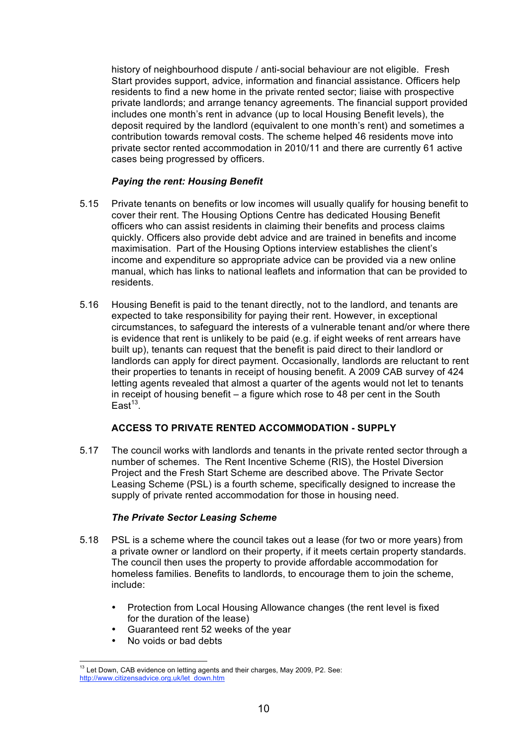history of neighbourhood dispute / anti-social behaviour are not eligible. Fresh Start provides support, advice, information and financial assistance. Officers help residents to find a new home in the private rented sector; liaise with prospective private landlords; and arrange tenancy agreements. The financial support provided includes one month's rent in advance (up to local Housing Benefit levels), the deposit required by the landlord (equivalent to one month's rent) and sometimes a contribution towards removal costs. The scheme helped 46 residents move into private sector rented accommodation in 2010/11 and there are currently 61 active cases being progressed by officers.

***Paying the rent: Housing Benefit***

5.15 Private tenants on benefits or low incomes will usually qualify for housing benefit to cover their rent. The Housing Options Centre has dedicated Housing Benefit officers who can assist residents in claiming their benefits and process claims quickly. Officers also provide debt advice and are trained in benefits and income maximisation. Part of the Housing Options interview establishes the client's income and expenditure so appropriate advice can be provided via a new online manual, which has links to national leaflets and information that can be provided to residents.

5.16 Housing Benefit is paid to the tenant directly, not to the landlord, and tenants are expected to take responsibility for paying their rent. However, in exceptional circumstances, to safeguard the interests of a vulnerable tenant and/or where there is evidence that rent is unlikely to be paid (e.g. if eight weeks of rent arrears have built up), tenants can request that the benefit is paid direct to their landlord or landlords can apply for direct payment. Occasionally, landlords are reluctant to rent their properties to tenants in receipt of housing benefit. A 2009 CAB survey of 424 letting agents revealed that almost a quarter of the agents would not let to tenants in receipt of housing benefit – a figure which rose to 48 per cent in the South East[13].

**ACCESS TO PRIVATE RENTED ACCOMMODATION - SUPPLY**

5.17 The council works with landlords and tenants in the private rented sector through a number of schemes. The Rent Incentive Scheme (RIS), the Hostel Diversion Project and the Fresh Start Scheme are described above. The Private Sector Leasing Scheme (PSL) is a fourth scheme, specifically designed to increase the supply of private rented accommodation for those in housing need.

***The Private Sector Leasing Scheme***

5.18 PSL is a scheme where the council takes out a lease (for two or more years) from a private owner or landlord on their property, if it meets certain property standards. The council then uses the property to provide affordable accommodation for homeless families. Benefits to landlords, to encourage them to join the scheme, include:

- Protection from Local Housing Allowance changes (the rent level is fixed for the duration of the lease)
- Guaranteed rent 52 weeks of the year
- No voids or bad debts

---

[13] Let Down, CAB evidence on letting agents and their charges, May 2009, P2. See: http://www.citizensadvice.org.uk/let_down.htm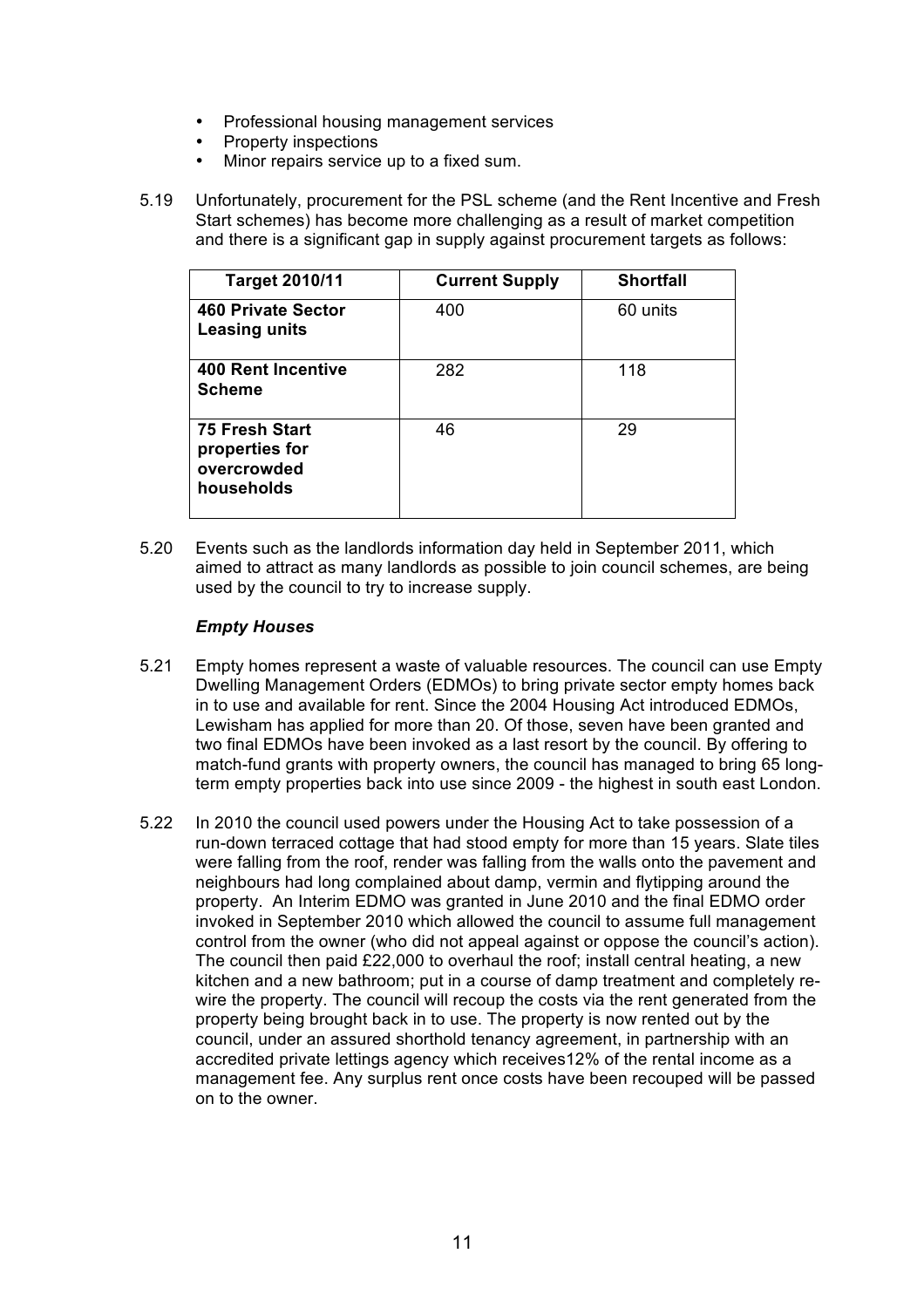- Professional housing management services
- Property inspections
- Minor repairs service up to a fixed sum.

5.19 Unfortunately, procurement for the PSL scheme (and the Rent Incentive and Fresh Start schemes) has become more challenging as a result of market competition and there is a significant gap in supply against procurement targets as follows:

| Target 2010/11 | Current Supply | Shortfall |
|---|---|---|
| **460 Private Sector Leasing units** | 400 | 60 units |
| **400 Rent Incentive Scheme** | 282 | 118 |
| **75 Fresh Start properties for overcrowded households** | 46 | 29 |

5.20 Events such as the landlords information day held in September 2011, which aimed to attract as many landlords as possible to join council schemes, are being used by the council to try to increase supply.

***Empty Houses***

5.21 Empty homes represent a waste of valuable resources. The council can use Empty Dwelling Management Orders (EDMOs) to bring private sector empty homes back in to use and available for rent. Since the 2004 Housing Act introduced EDMOs, Lewisham has applied for more than 20. Of those, seven have been granted and two final EDMOs have been invoked as a last resort by the council. By offering to match-fund grants with property owners, the council has managed to bring 65 long-term empty properties back into use since 2009 - the highest in south east London.

5.22 In 2010 the council used powers under the Housing Act to take possession of a run-down terraced cottage that had stood empty for more than 15 years. Slate tiles were falling from the roof, render was falling from the walls onto the pavement and neighbours had long complained about damp, vermin and flytipping around the property. An Interim EDMO was granted in June 2010 and the final EDMO order invoked in September 2010 which allowed the council to assume full management control from the owner (who did not appeal against or oppose the council's action). The council then paid £22,000 to overhaul the roof; install central heating, a new kitchen and a new bathroom; put in a course of damp treatment and completely re-wire the property. The council will recoup the costs via the rent generated from the property being brought back in to use. The property is now rented out by the council, under an assured shorthold tenancy agreement, in partnership with an accredited private lettings agency which receives12% of the rental income as a management fee. Any surplus rent once costs have been recouped will be passed on to the owner.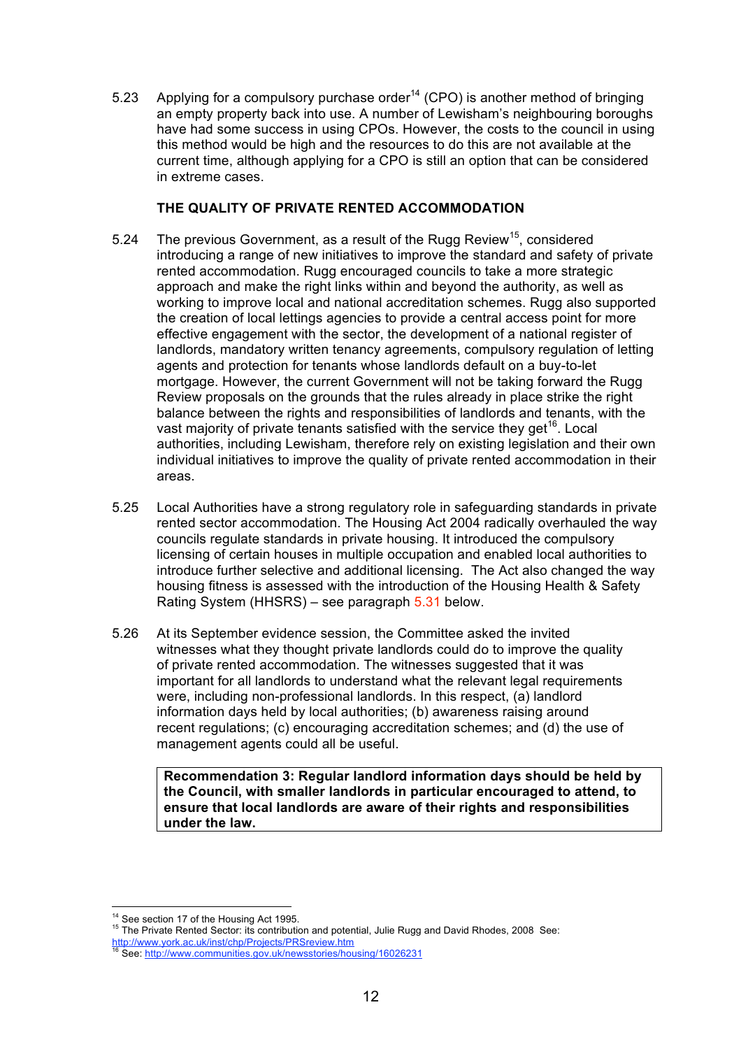5.23 Applying for a compulsory purchase order[14] (CPO) is another method of bringing an empty property back into use. A number of Lewisham's neighbouring boroughs have had some success in using CPOs. However, the costs to the council in using this method would be high and the resources to do this are not available at the current time, although applying for a CPO is still an option that can be considered in extreme cases.

## THE QUALITY OF PRIVATE RENTED ACCOMMODATION

5.24 The previous Government, as a result of the Rugg Review[15], considered introducing a range of new initiatives to improve the standard and safety of private rented accommodation. Rugg encouraged councils to take a more strategic approach and make the right links within and beyond the authority, as well as working to improve local and national accreditation schemes. Rugg also supported the creation of local lettings agencies to provide a central access point for more effective engagement with the sector, the development of a national register of landlords, mandatory written tenancy agreements, compulsory regulation of letting agents and protection for tenants whose landlords default on a buy-to-let mortgage. However, the current Government will not be taking forward the Rugg Review proposals on the grounds that the rules already in place strike the right balance between the rights and responsibilities of landlords and tenants, with the vast majority of private tenants satisfied with the service they get[16]. Local authorities, including Lewisham, therefore rely on existing legislation and their own individual initiatives to improve the quality of private rented accommodation in their areas.

5.25 Local Authorities have a strong regulatory role in safeguarding standards in private rented sector accommodation. The Housing Act 2004 radically overhauled the way councils regulate standards in private housing. It introduced the compulsory licensing of certain houses in multiple occupation and enabled local authorities to introduce further selective and additional licensing. The Act also changed the way housing fitness is assessed with the introduction of the Housing Health & Safety Rating System (HHSRS) – see paragraph 5.31 below.

5.26 At its September evidence session, the Committee asked the invited witnesses what they thought private landlords could do to improve the quality of private rented accommodation. The witnesses suggested that it was important for all landlords to understand what the relevant legal requirements were, including non-professional landlords. In this respect, (a) landlord information days held by local authorities; (b) awareness raising around recent regulations; (c) encouraging accreditation schemes; and (d) the use of management agents could all be useful.

**Recommendation 3: Regular landlord information days should be held by the Council, with smaller landlords in particular encouraged to attend, to ensure that local landlords are aware of their rights and responsibilities under the law.**

---

[14] See section 17 of the Housing Act 1995.

[15] The Private Rented Sector: its contribution and potential, Julie Rugg and David Rhodes, 2008 See: http://www.york.ac.uk/inst/chp/Projects/PRSreview.htm

[16] See: http://www.communities.gov.uk/newsstories/housing/16026231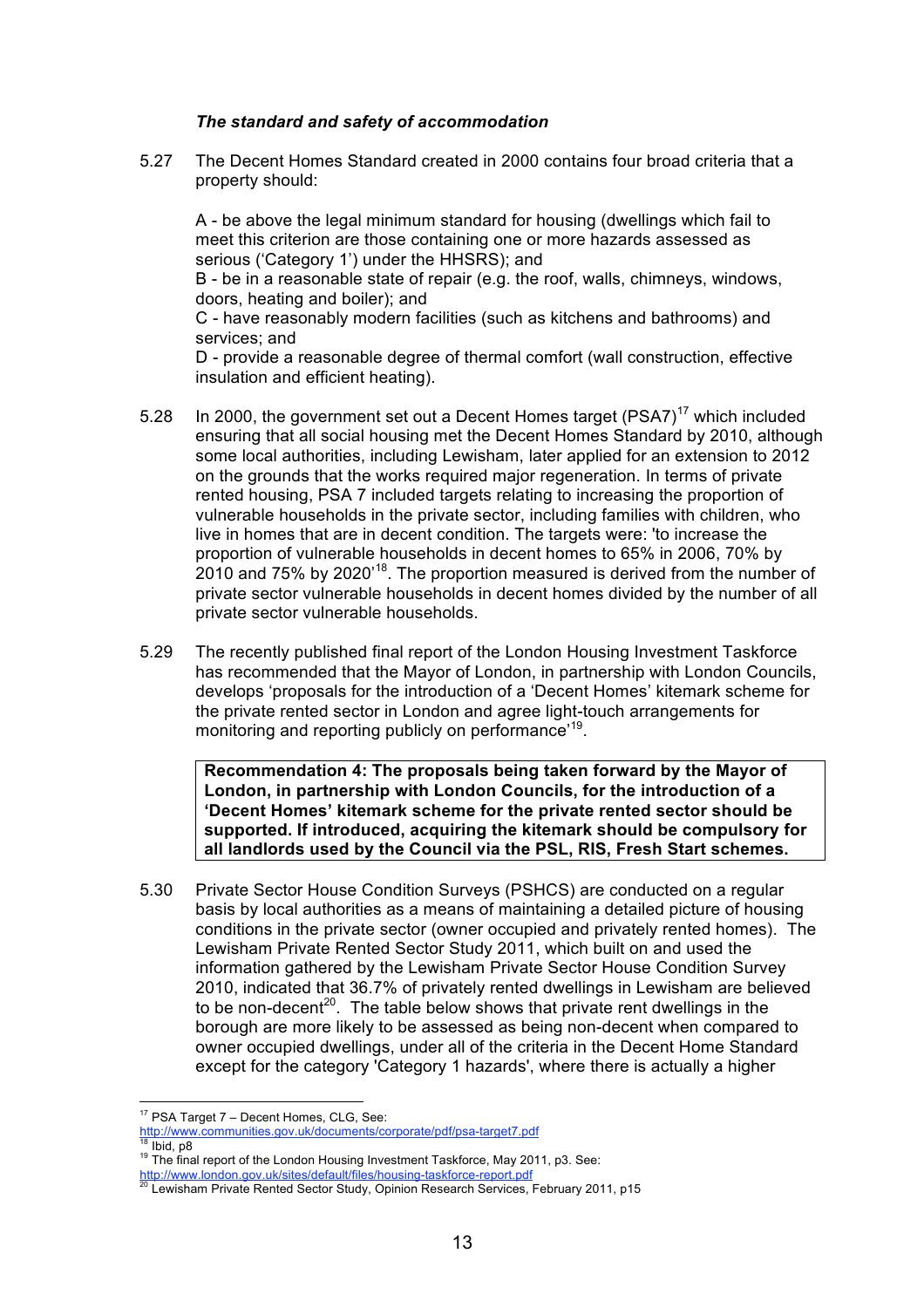***The standard and safety of accommodation***

5.27 The Decent Homes Standard created in 2000 contains four broad criteria that a property should:

A - be above the legal minimum standard for housing (dwellings which fail to meet this criterion are those containing one or more hazards assessed as serious ('Category 1') under the HHSRS); and
B - be in a reasonable state of repair (e.g. the roof, walls, chimneys, windows, doors, heating and boiler); and
C - have reasonably modern facilities (such as kitchens and bathrooms) and services; and
D - provide a reasonable degree of thermal comfort (wall construction, effective insulation and efficient heating).

5.28 In 2000, the government set out a Decent Homes target (PSA7)[17] which included ensuring that all social housing met the Decent Homes Standard by 2010, although some local authorities, including Lewisham, later applied for an extension to 2012 on the grounds that the works required major regeneration. In terms of private rented housing, PSA 7 included targets relating to increasing the proportion of vulnerable households in the private sector, including families with children, who live in homes that are in decent condition. The targets were: 'to increase the proportion of vulnerable households in decent homes to 65% in 2006, 70% by 2010 and 75% by 2020'[18]. The proportion measured is derived from the number of private sector vulnerable households in decent homes divided by the number of all private sector vulnerable households.

5.29 The recently published final report of the London Housing Investment Taskforce has recommended that the Mayor of London, in partnership with London Councils, develops 'proposals for the introduction of a 'Decent Homes' kitemark scheme for the private rented sector in London and agree light-touch arrangements for monitoring and reporting publicly on performance'[19].

**Recommendation 4: The proposals being taken forward by the Mayor of London, in partnership with London Councils, for the introduction of a 'Decent Homes' kitemark scheme for the private rented sector should be supported. If introduced, acquiring the kitemark should be compulsory for all landlords used by the Council via the PSL, RIS, Fresh Start schemes.**

5.30 Private Sector House Condition Surveys (PSHCS) are conducted on a regular basis by local authorities as a means of maintaining a detailed picture of housing conditions in the private sector (owner occupied and privately rented homes). The Lewisham Private Rented Sector Study 2011, which built on and used the information gathered by the Lewisham Private Sector House Condition Survey 2010, indicated that 36.7% of privately rented dwellings in Lewisham are believed to be non-decent[20]. The table below shows that private rent dwellings in the borough are more likely to be assessed as being non-decent when compared to owner occupied dwellings, under all of the criteria in the Decent Home Standard except for the category 'Category 1 hazards', where there is actually a higher

---

[17] PSA Target 7 – Decent Homes, CLG, See: http://www.communities.gov.uk/documents/corporate/pdf/psa-target7.pdf

[18] Ibid, p8

[19] The final report of the London Housing Investment Taskforce, May 2011, p3. See: http://www.london.gov.uk/sites/default/files/housing-taskforce-report.pdf

[20] Lewisham Private Rented Sector Study, Opinion Research Services, February 2011, p15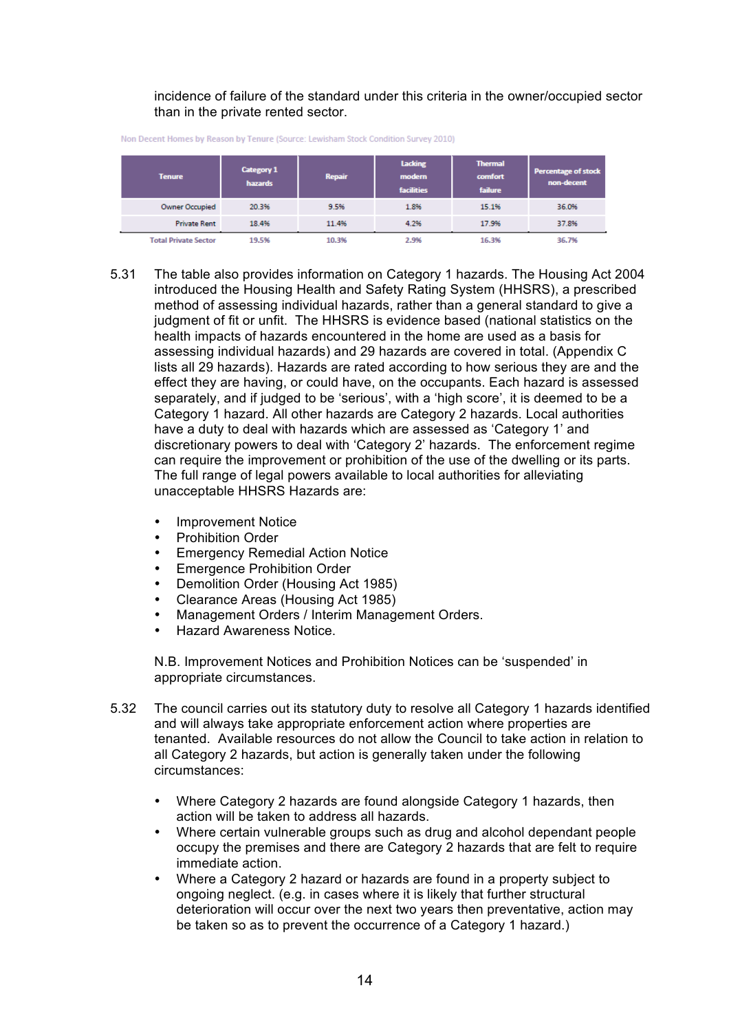incidence of failure of the standard under this criteria in the owner/occupied sector than in the private rented sector.

Non Decent Homes by Reason by Tenure (Source: Lewisham Stock Condition Survey 2010)

| Tenure | Category 1 hazards | Repair | Lacking modern facilities | Thermal comfort failure | Percentage of stock non-decent |
|---|---|---|---|---|---|
| Owner Occupied | 20.3% | 9.5% | 1.8% | 15.1% | 36.0% |
| Private Rent | 18.4% | 11.4% | 4.2% | 17.9% | 37.8% |
| Total Private Sector | 19.5% | 10.3% | 2.9% | 16.3% | 36.7% |

5.31 The table also provides information on Category 1 hazards. The Housing Act 2004 introduced the Housing Health and Safety Rating System (HHSRS), a prescribed method of assessing individual hazards, rather than a general standard to give a judgment of fit or unfit. The HHSRS is evidence based (national statistics on the health impacts of hazards encountered in the home are used as a basis for assessing individual hazards) and 29 hazards are covered in total. (Appendix C lists all 29 hazards). Hazards are rated according to how serious they are and the effect they are having, or could have, on the occupants. Each hazard is assessed separately, and if judged to be 'serious', with a 'high score', it is deemed to be a Category 1 hazard. All other hazards are Category 2 hazards. Local authorities have a duty to deal with hazards which are assessed as 'Category 1' and discretionary powers to deal with 'Category 2' hazards. The enforcement regime can require the improvement or prohibition of the use of the dwelling or its parts. The full range of legal powers available to local authorities for alleviating unacceptable HHSRS Hazards are:

- Improvement Notice
- Prohibition Order
- Emergency Remedial Action Notice
- Emergence Prohibition Order
- Demolition Order (Housing Act 1985)
- Clearance Areas (Housing Act 1985)
- Management Orders / Interim Management Orders.
- Hazard Awareness Notice.

N.B. Improvement Notices and Prohibition Notices can be 'suspended' in appropriate circumstances.

5.32 The council carries out its statutory duty to resolve all Category 1 hazards identified and will always take appropriate enforcement action where properties are tenanted. Available resources do not allow the Council to take action in relation to all Category 2 hazards, but action is generally taken under the following circumstances:

- Where Category 2 hazards are found alongside Category 1 hazards, then action will be taken to address all hazards.
- Where certain vulnerable groups such as drug and alcohol dependant people occupy the premises and there are Category 2 hazards that are felt to require immediate action.
- Where a Category 2 hazard or hazards are found in a property subject to ongoing neglect. (e.g. in cases where it is likely that further structural deterioration will occur over the next two years then preventative, action may be taken so as to prevent the occurrence of a Category 1 hazard.)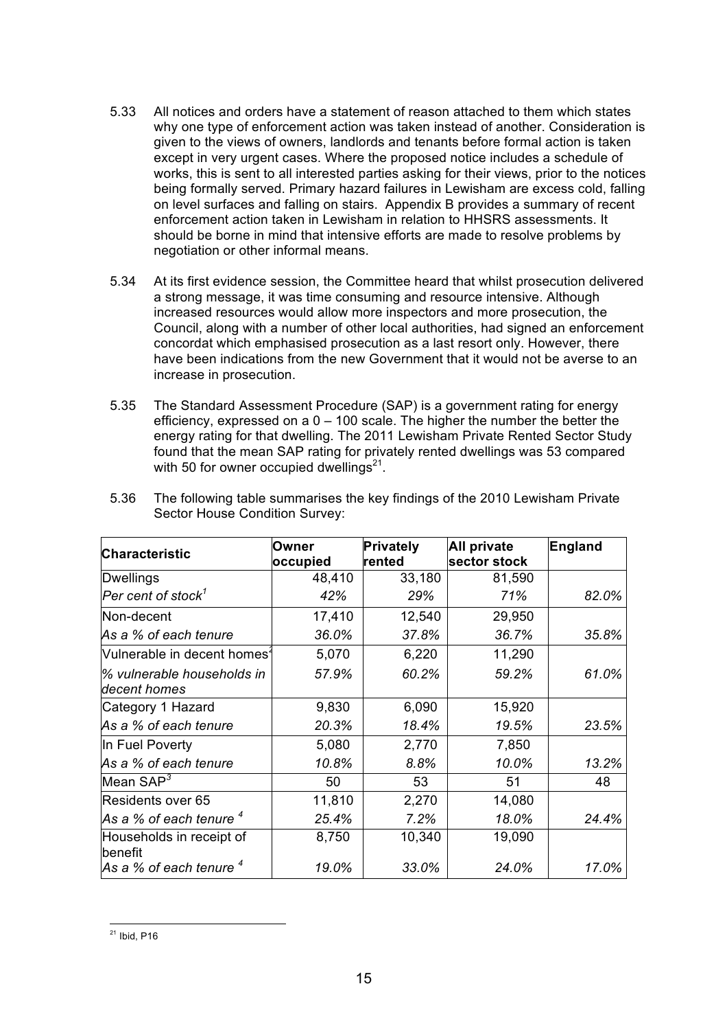5.33 All notices and orders have a statement of reason attached to them which states why one type of enforcement action was taken instead of another. Consideration is given to the views of owners, landlords and tenants before formal action is taken except in very urgent cases. Where the proposed notice includes a schedule of works, this is sent to all interested parties asking for their views, prior to the notices being formally served. Primary hazard failures in Lewisham are excess cold, falling on level surfaces and falling on stairs. Appendix B provides a summary of recent enforcement action taken in Lewisham in relation to HHSRS assessments. It should be borne in mind that intensive efforts are made to resolve problems by negotiation or other informal means.

5.34 At its first evidence session, the Committee heard that whilst prosecution delivered a strong message, it was time consuming and resource intensive. Although increased resources would allow more inspectors and more prosecution, the Council, along with a number of other local authorities, had signed an enforcement concordat which emphasised prosecution as a last resort only. However, there have been indications from the new Government that it would not be averse to an increase in prosecution.

5.35 The Standard Assessment Procedure (SAP) is a government rating for energy efficiency, expressed on a 0 – 100 scale. The higher the number the better the energy rating for that dwelling. The 2011 Lewisham Private Rented Sector Study found that the mean SAP rating for privately rented dwellings was 53 compared with 50 for owner occupied dwellings[21].

5.36 The following table summarises the key findings of the 2010 Lewisham Private Sector House Condition Survey:

| Characteristic | Owner occupied | Privately rented | All private sector stock | England |
|---|---|---|---|---|
| Dwellings | 48,410 | 33,180 | 81,590 | |
| *Per cent of stock[1]* | *42%* | *29%* | *71%* | *82.0%* |
| Non-decent | 17,410 | 12,540 | 29,950 | |
| *As a % of each tenure* | *36.0%* | *37.8%* | *36.7%* | *35.8%* |
| Vulnerable in decent homes[2] | 5,070 | 6,220 | 11,290 | |
| *% vulnerable households in decent homes* | *57.9%* | *60.2%* | *59.2%* | *61.0%* |
| Category 1 Hazard | 9,830 | 6,090 | 15,920 | |
| *As a % of each tenure* | *20.3%* | *18.4%* | *19.5%* | *23.5%* |
| In Fuel Poverty | 5,080 | 2,770 | 7,850 | |
| *As a % of each tenure* | *10.8%* | *8.8%* | *10.0%* | *13.2%* |
| Mean SAP[3] | 50 | 53 | 51 | 48 |
| Residents over 65 | 11,810 | 2,270 | 14,080 | |
| *As a % of each tenure [4]* | *25.4%* | *7.2%* | *18.0%* | *24.4%* |
| Households in receipt of benefit | 8,750 | 10,340 | 19,090 | |
| *As a % of each tenure [4]* | *19.0%* | *33.0%* | *24.0%* | *17.0%* |

[21] Ibid, P16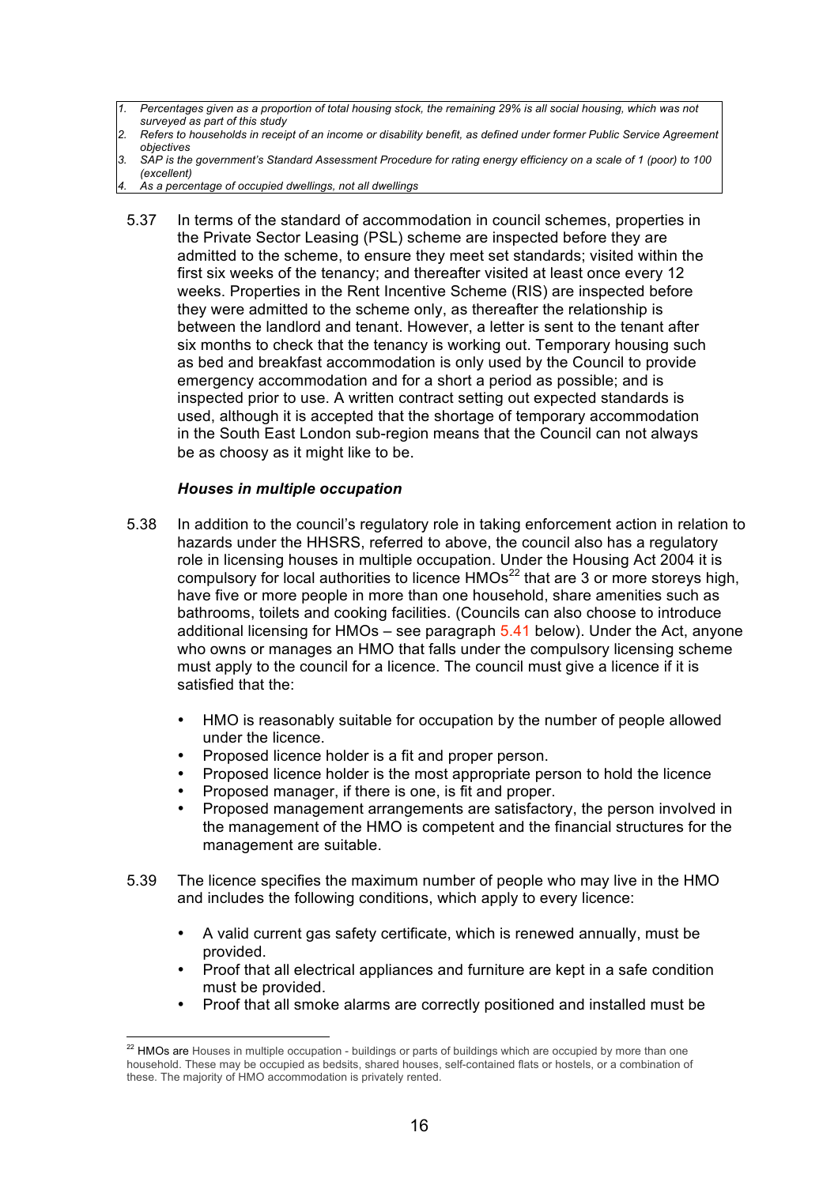1. *Percentages given as a proportion of total housing stock, the remaining 29% is all social housing, which was not surveyed as part of this study*
2. *Refers to households in receipt of an income or disability benefit, as defined under former Public Service Agreement objectives*
3. *SAP is the government's Standard Assessment Procedure for rating energy efficiency on a scale of 1 (poor) to 100 (excellent)*
4. *As a percentage of occupied dwellings, not all dwellings*

5.37 In terms of the standard of accommodation in council schemes, properties in the Private Sector Leasing (PSL) scheme are inspected before they are admitted to the scheme, to ensure they meet set standards; visited within the first six weeks of the tenancy; and thereafter visited at least once every 12 weeks. Properties in the Rent Incentive Scheme (RIS) are inspected before they were admitted to the scheme only, as thereafter the relationship is between the landlord and tenant. However, a letter is sent to the tenant after six months to check that the tenancy is working out. Temporary housing such as bed and breakfast accommodation is only used by the Council to provide emergency accommodation and for a short a period as possible; and is inspected prior to use. A written contract setting out expected standards is used, although it is accepted that the shortage of temporary accommodation in the South East London sub-region means that the Council can not always be as choosy as it might like to be.

### *Houses in multiple occupation*

5.38 In addition to the council's regulatory role in taking enforcement action in relation to hazards under the HHSRS, referred to above, the council also has a regulatory role in licensing houses in multiple occupation. Under the Housing Act 2004 it is compulsory for local authorities to licence HMOs[22] that are 3 or more storeys high, have five or more people in more than one household, share amenities such as bathrooms, toilets and cooking facilities. (Councils can also choose to introduce additional licensing for HMOs – see paragraph 5.41 below). Under the Act, anyone who owns or manages an HMO that falls under the compulsory licensing scheme must apply to the council for a licence. The council must give a licence if it is satisfied that the:

- HMO is reasonably suitable for occupation by the number of people allowed under the licence.
- Proposed licence holder is a fit and proper person.
- Proposed licence holder is the most appropriate person to hold the licence
- Proposed manager, if there is one, is fit and proper.
- Proposed management arrangements are satisfactory, the person involved in the management of the HMO is competent and the financial structures for the management are suitable.

5.39 The licence specifies the maximum number of people who may live in the HMO and includes the following conditions, which apply to every licence:

- A valid current gas safety certificate, which is renewed annually, must be provided.
- Proof that all electrical appliances and furniture are kept in a safe condition must be provided.
- Proof that all smoke alarms are correctly positioned and installed must be

[22] HMOs are Houses in multiple occupation - buildings or parts of buildings which are occupied by more than one household. These may be occupied as bedsits, shared houses, self-contained flats or hostels, or a combination of these. The majority of HMO accommodation is privately rented.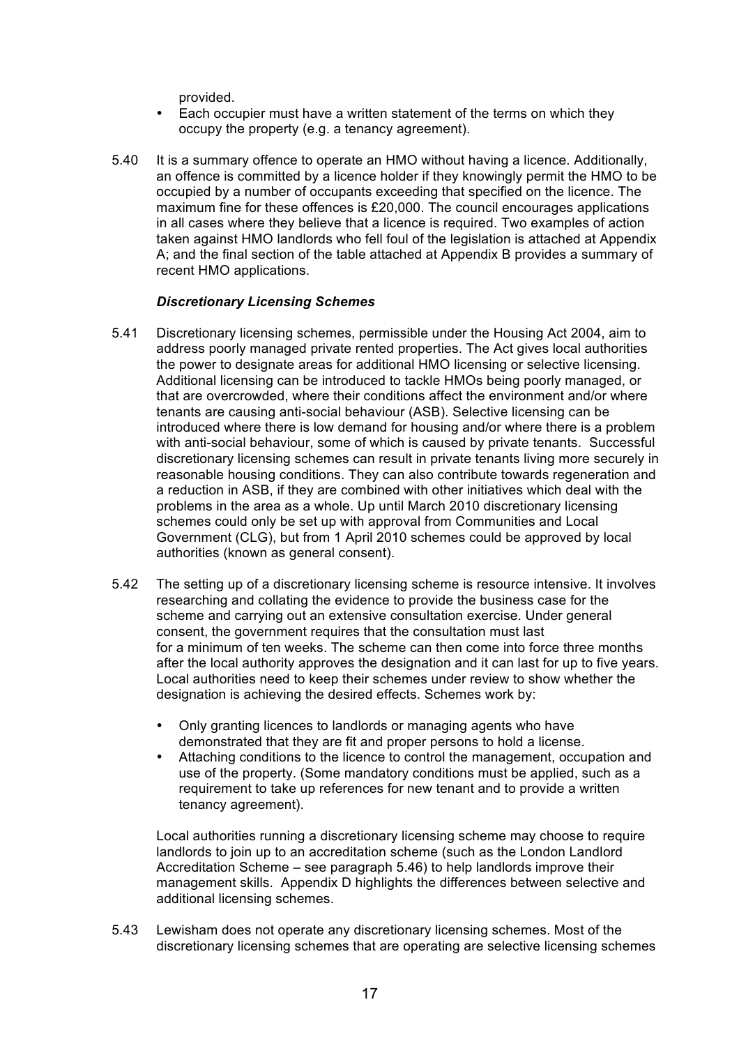provided.

- Each occupier must have a written statement of the terms on which they occupy the property (e.g. a tenancy agreement).

5.40 It is a summary offence to operate an HMO without having a licence. Additionally, an offence is committed by a licence holder if they knowingly permit the HMO to be occupied by a number of occupants exceeding that specified on the licence. The maximum fine for these offences is £20,000. The council encourages applications in all cases where they believe that a licence is required. Two examples of action taken against HMO landlords who fell foul of the legislation is attached at Appendix A; and the final section of the table attached at Appendix B provides a summary of recent HMO applications.

***Discretionary Licensing Schemes***

5.41 Discretionary licensing schemes, permissible under the Housing Act 2004, aim to address poorly managed private rented properties. The Act gives local authorities the power to designate areas for additional HMO licensing or selective licensing. Additional licensing can be introduced to tackle HMOs being poorly managed, or that are overcrowded, where their conditions affect the environment and/or where tenants are causing anti-social behaviour (ASB). Selective licensing can be introduced where there is low demand for housing and/or where there is a problem with anti-social behaviour, some of which is caused by private tenants. Successful discretionary licensing schemes can result in private tenants living more securely in reasonable housing conditions. They can also contribute towards regeneration and a reduction in ASB, if they are combined with other initiatives which deal with the problems in the area as a whole. Up until March 2010 discretionary licensing schemes could only be set up with approval from Communities and Local Government (CLG), but from 1 April 2010 schemes could be approved by local authorities (known as general consent).

5.42 The setting up of a discretionary licensing scheme is resource intensive. It involves researching and collating the evidence to provide the business case for the scheme and carrying out an extensive consultation exercise. Under general consent, the government requires that the consultation must last for a minimum of ten weeks. The scheme can then come into force three months after the local authority approves the designation and it can last for up to five years. Local authorities need to keep their schemes under review to show whether the designation is achieving the desired effects. Schemes work by:

- Only granting licences to landlords or managing agents who have demonstrated that they are fit and proper persons to hold a license.
- Attaching conditions to the licence to control the management, occupation and use of the property. (Some mandatory conditions must be applied, such as a requirement to take up references for new tenant and to provide a written tenancy agreement).

Local authorities running a discretionary licensing scheme may choose to require landlords to join up to an accreditation scheme (such as the London Landlord Accreditation Scheme – see paragraph 5.46) to help landlords improve their management skills. Appendix D highlights the differences between selective and additional licensing schemes.

5.43 Lewisham does not operate any discretionary licensing schemes. Most of the discretionary licensing schemes that are operating are selective licensing schemes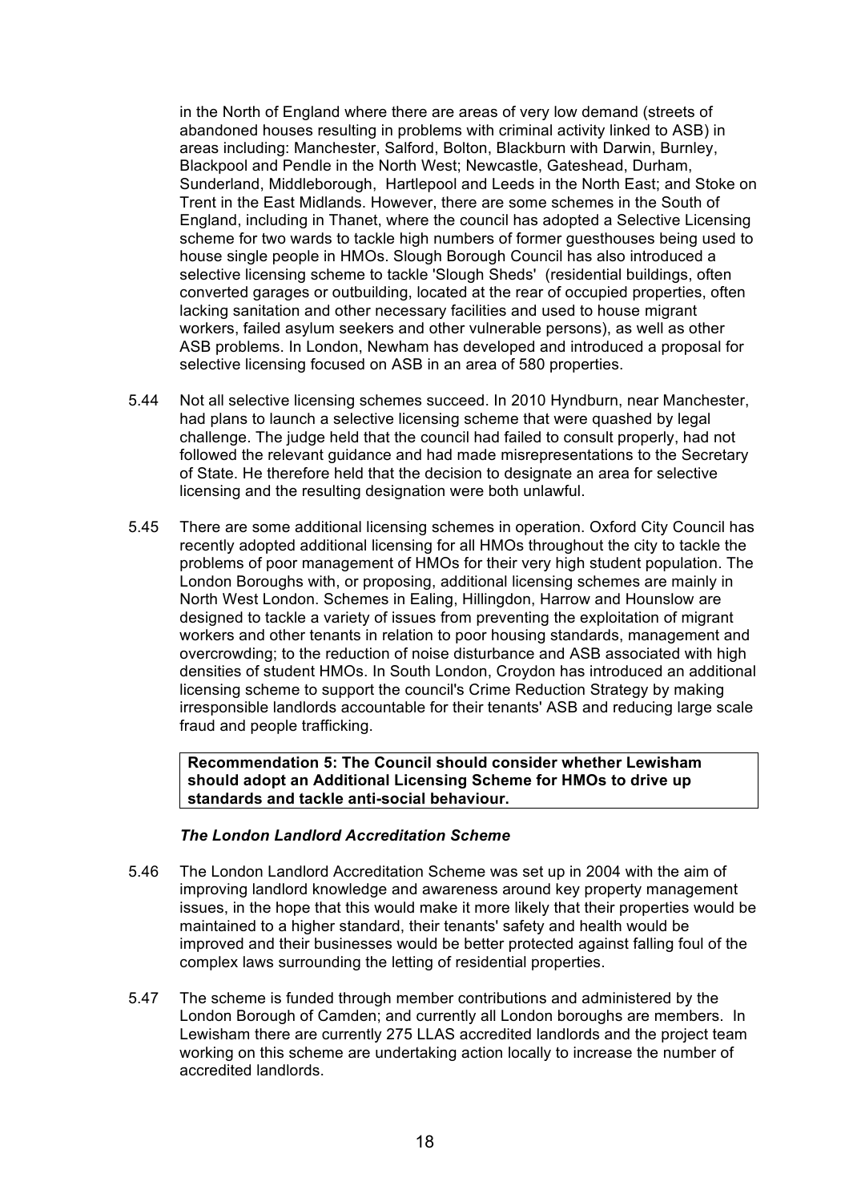in the North of England where there are areas of very low demand (streets of abandoned houses resulting in problems with criminal activity linked to ASB) in areas including: Manchester, Salford, Bolton, Blackburn with Darwin, Burnley, Blackpool and Pendle in the North West; Newcastle, Gateshead, Durham, Sunderland, Middleborough, Hartlepool and Leeds in the North East; and Stoke on Trent in the East Midlands. However, there are some schemes in the South of England, including in Thanet, where the council has adopted a Selective Licensing scheme for two wards to tackle high numbers of former guesthouses being used to house single people in HMOs. Slough Borough Council has also introduced a selective licensing scheme to tackle 'Slough Sheds' (residential buildings, often converted garages or outbuilding, located at the rear of occupied properties, often lacking sanitation and other necessary facilities and used to house migrant workers, failed asylum seekers and other vulnerable persons), as well as other ASB problems. In London, Newham has developed and introduced a proposal for selective licensing focused on ASB in an area of 580 properties.

5.44 Not all selective licensing schemes succeed. In 2010 Hyndburn, near Manchester, had plans to launch a selective licensing scheme that were quashed by legal challenge. The judge held that the council had failed to consult properly, had not followed the relevant guidance and had made misrepresentations to the Secretary of State. He therefore held that the decision to designate an area for selective licensing and the resulting designation were both unlawful.

5.45 There are some additional licensing schemes in operation. Oxford City Council has recently adopted additional licensing for all HMOs throughout the city to tackle the problems of poor management of HMOs for their very high student population. The London Boroughs with, or proposing, additional licensing schemes are mainly in North West London. Schemes in Ealing, Hillingdon, Harrow and Hounslow are designed to tackle a variety of issues from preventing the exploitation of migrant workers and other tenants in relation to poor housing standards, management and overcrowding; to the reduction of noise disturbance and ASB associated with high densities of student HMOs. In South London, Croydon has introduced an additional licensing scheme to support the council's Crime Reduction Strategy by making irresponsible landlords accountable for their tenants' ASB and reducing large scale fraud and people trafficking.

**Recommendation 5: The Council should consider whether Lewisham should adopt an Additional Licensing Scheme for HMOs to drive up standards and tackle anti-social behaviour.**

### *The London Landlord Accreditation Scheme*

5.46 The London Landlord Accreditation Scheme was set up in 2004 with the aim of improving landlord knowledge and awareness around key property management issues, in the hope that this would make it more likely that their properties would be maintained to a higher standard, their tenants' safety and health would be improved and their businesses would be better protected against falling foul of the complex laws surrounding the letting of residential properties.

5.47 The scheme is funded through member contributions and administered by the London Borough of Camden; and currently all London boroughs are members. In Lewisham there are currently 275 LLAS accredited landlords and the project team working on this scheme are undertaking action locally to increase the number of accredited landlords.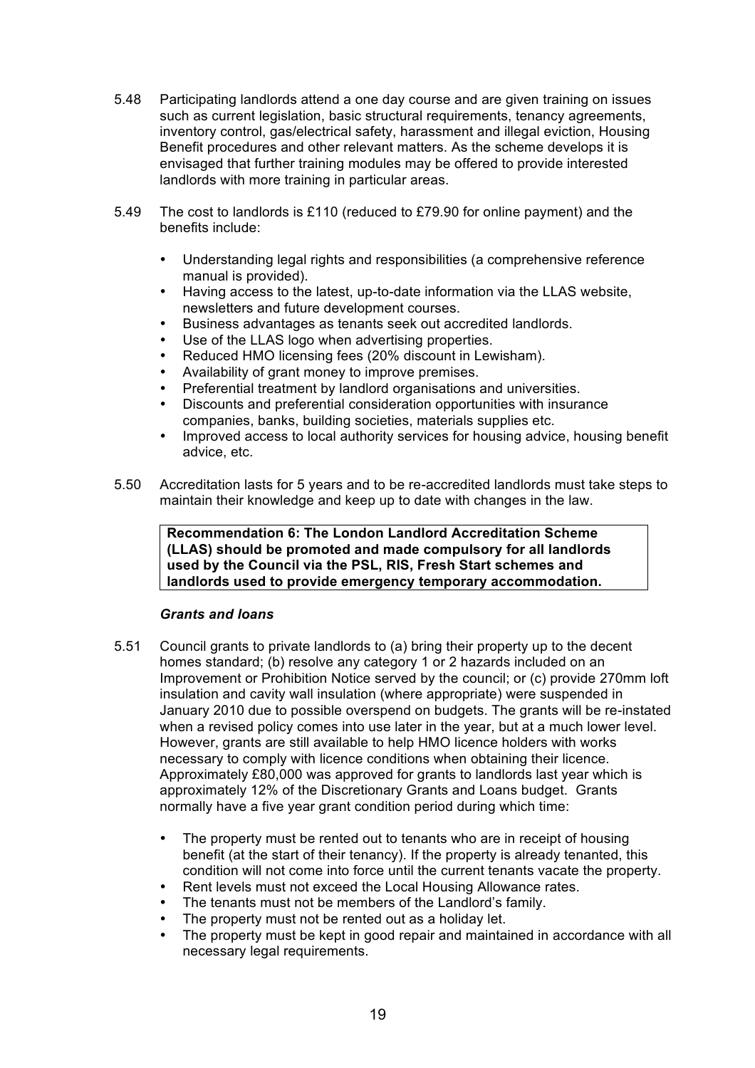5.48 Participating landlords attend a one day course and are given training on issues such as current legislation, basic structural requirements, tenancy agreements, inventory control, gas/electrical safety, harassment and illegal eviction, Housing Benefit procedures and other relevant matters. As the scheme develops it is envisaged that further training modules may be offered to provide interested landlords with more training in particular areas.

5.49 The cost to landlords is £110 (reduced to £79.90 for online payment) and the benefits include:

- Understanding legal rights and responsibilities (a comprehensive reference manual is provided).
- Having access to the latest, up-to-date information via the LLAS website, newsletters and future development courses.
- Business advantages as tenants seek out accredited landlords.
- Use of the LLAS logo when advertising properties.
- Reduced HMO licensing fees (20% discount in Lewisham).
- Availability of grant money to improve premises.
- Preferential treatment by landlord organisations and universities.
- Discounts and preferential consideration opportunities with insurance companies, banks, building societies, materials supplies etc.
- Improved access to local authority services for housing advice, housing benefit advice, etc.

5.50 Accreditation lasts for 5 years and to be re-accredited landlords must take steps to maintain their knowledge and keep up to date with changes in the law.

**Recommendation 6: The London Landlord Accreditation Scheme (LLAS) should be promoted and made compulsory for all landlords used by the Council via the PSL, RIS, Fresh Start schemes and landlords used to provide emergency temporary accommodation.**

***Grants and loans***

5.51 Council grants to private landlords to (a) bring their property up to the decent homes standard; (b) resolve any category 1 or 2 hazards included on an Improvement or Prohibition Notice served by the council; or (c) provide 270mm loft insulation and cavity wall insulation (where appropriate) were suspended in January 2010 due to possible overspend on budgets. The grants will be re-instated when a revised policy comes into use later in the year, but at a much lower level. However, grants are still available to help HMO licence holders with works necessary to comply with licence conditions when obtaining their licence. Approximately £80,000 was approved for grants to landlords last year which is approximately 12% of the Discretionary Grants and Loans budget. Grants normally have a five year grant condition period during which time:

- The property must be rented out to tenants who are in receipt of housing benefit (at the start of their tenancy). If the property is already tenanted, this condition will not come into force until the current tenants vacate the property.
- Rent levels must not exceed the Local Housing Allowance rates.
- The tenants must not be members of the Landlord's family.
- The property must not be rented out as a holiday let.
- The property must be kept in good repair and maintained in accordance with all necessary legal requirements.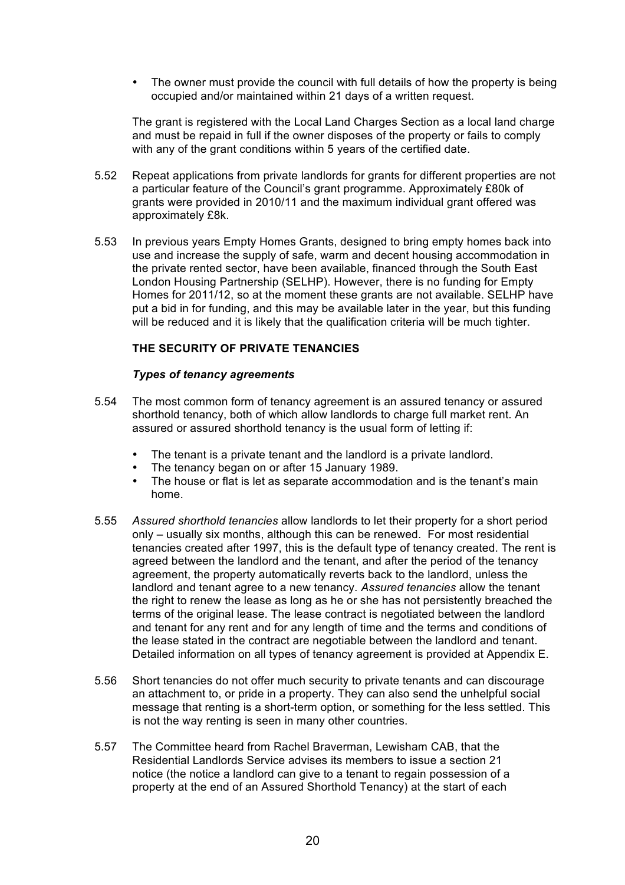- The owner must provide the council with full details of how the property is being occupied and/or maintained within 21 days of a written request.

The grant is registered with the Local Land Charges Section as a local land charge and must be repaid in full if the owner disposes of the property or fails to comply with any of the grant conditions within 5 years of the certified date.

5.52 Repeat applications from private landlords for grants for different properties are not a particular feature of the Council's grant programme. Approximately £80k of grants were provided in 2010/11 and the maximum individual grant offered was approximately £8k.

5.53 In previous years Empty Homes Grants, designed to bring empty homes back into use and increase the supply of safe, warm and decent housing accommodation in the private rented sector, have been available, financed through the South East London Housing Partnership (SELHP). However, there is no funding for Empty Homes for 2011/12, so at the moment these grants are not available. SELHP have put a bid in for funding, and this may be available later in the year, but this funding will be reduced and it is likely that the qualification criteria will be much tighter.

**THE SECURITY OF PRIVATE TENANCIES**

***Types of tenancy agreements***

5.54 The most common form of tenancy agreement is an assured tenancy or assured shorthold tenancy, both of which allow landlords to charge full market rent. An assured or assured shorthold tenancy is the usual form of letting if:

- The tenant is a private tenant and the landlord is a private landlord.
- The tenancy began on or after 15 January 1989.
- The house or flat is let as separate accommodation and is the tenant's main home.

5.55 *Assured shorthold tenancies* allow landlords to let their property for a short period only – usually six months, although this can be renewed. For most residential tenancies created after 1997, this is the default type of tenancy created. The rent is agreed between the landlord and the tenant, and after the period of the tenancy agreement, the property automatically reverts back to the landlord, unless the landlord and tenant agree to a new tenancy. *Assured tenancies* allow the tenant the right to renew the lease as long as he or she has not persistently breached the terms of the original lease. The lease contract is negotiated between the landlord and tenant for any rent and for any length of time and the terms and conditions of the lease stated in the contract are negotiable between the landlord and tenant. Detailed information on all types of tenancy agreement is provided at Appendix E.

5.56 Short tenancies do not offer much security to private tenants and can discourage an attachment to, or pride in a property. They can also send the unhelpful social message that renting is a short-term option, or something for the less settled. This is not the way renting is seen in many other countries.

5.57 The Committee heard from Rachel Braverman, Lewisham CAB, that the Residential Landlords Service advises its members to issue a section 21 notice (the notice a landlord can give to a tenant to regain possession of a property at the end of an Assured Shorthold Tenancy) at the start of each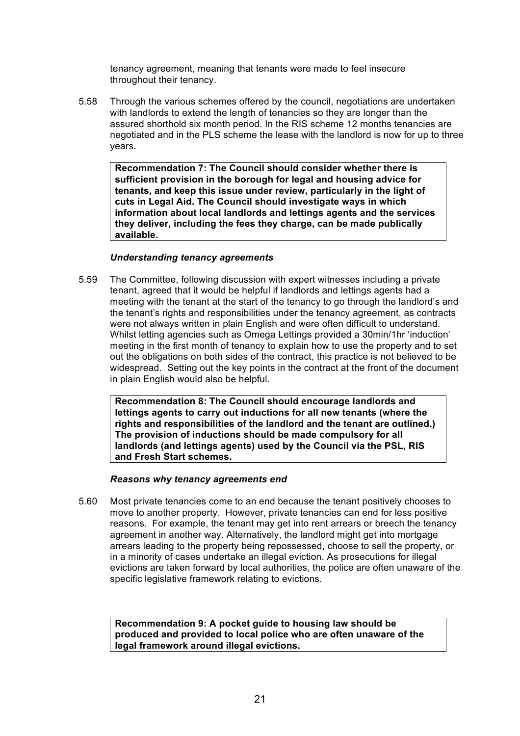tenancy agreement, meaning that tenants were made to feel insecure throughout their tenancy.

5.58 Through the various schemes offered by the council, negotiations are undertaken with landlords to extend the length of tenancies so they are longer than the assured shorthold six month period. In the RIS scheme 12 months tenancies are negotiated and in the PLS scheme the lease with the landlord is now for up to three years.

**Recommendation 7: The Council should consider whether there is sufficient provision in the borough for legal and housing advice for tenants, and keep this issue under review, particularly in the light of cuts in Legal Aid. The Council should investigate ways in which information about local landlords and lettings agents and the services they deliver, including the fees they charge, can be made publically available.**

***Understanding tenancy agreements***

5.59 The Committee, following discussion with expert witnesses including a private tenant, agreed that it would be helpful if landlords and lettings agents had a meeting with the tenant at the start of the tenancy to go through the landlord's and the tenant's rights and responsibilities under the tenancy agreement, as contracts were not always written in plain English and were often difficult to understand. Whilst letting agencies such as Omega Lettings provided a 30min/1hr 'induction' meeting in the first month of tenancy to explain how to use the property and to set out the obligations on both sides of the contract, this practice is not believed to be widespread. Setting out the key points in the contract at the front of the document in plain English would also be helpful.

**Recommendation 8: The Council should encourage landlords and lettings agents to carry out inductions for all new tenants (where the rights and responsibilities of the landlord and the tenant are outlined.) The provision of inductions should be made compulsory for all landlords (and lettings agents) used by the Council via the PSL, RIS and Fresh Start schemes.**

***Reasons why tenancy agreements end***

5.60 Most private tenancies come to an end because the tenant positively chooses to move to another property. However, private tenancies can end for less positive reasons. For example, the tenant may get into rent arrears or breech the tenancy agreement in another way. Alternatively, the landlord might get into mortgage arrears leading to the property being repossessed, choose to sell the property, or in a minority of cases undertake an illegal eviction. As prosecutions for illegal evictions are taken forward by local authorities, the police are often unaware of the specific legislative framework relating to evictions.

**Recommendation 9: A pocket guide to housing law should be produced and provided to local police who are often unaware of the legal framework around illegal evictions.**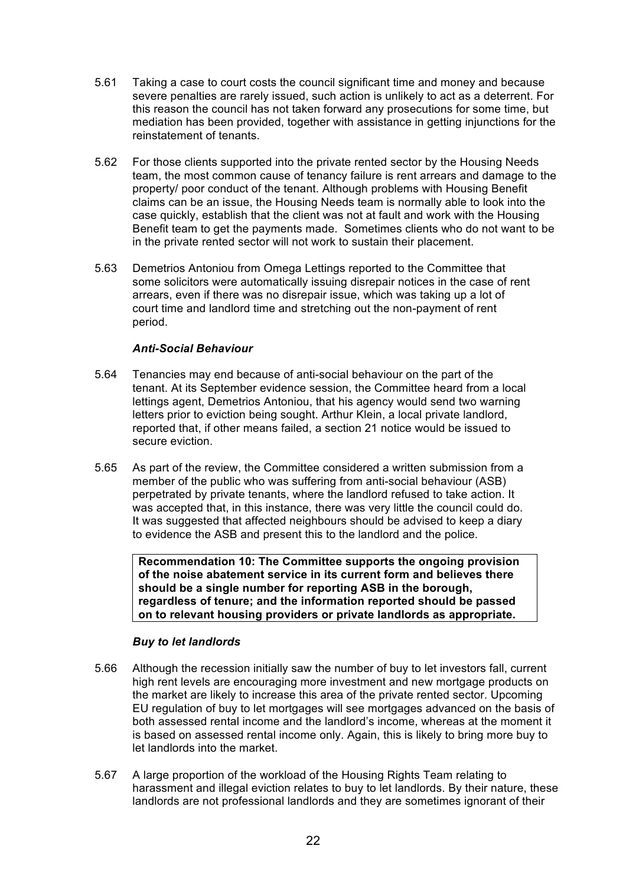5.61 Taking a case to court costs the council significant time and money and because severe penalties are rarely issued, such action is unlikely to act as a deterrent. For this reason the council has not taken forward any prosecutions for some time, but mediation has been provided, together with assistance in getting injunctions for the reinstatement of tenants.

5.62 For those clients supported into the private rented sector by the Housing Needs team, the most common cause of tenancy failure is rent arrears and damage to the property/ poor conduct of the tenant. Although problems with Housing Benefit claims can be an issue, the Housing Needs team is normally able to look into the case quickly, establish that the client was not at fault and work with the Housing Benefit team to get the payments made. Sometimes clients who do not want to be in the private rented sector will not work to sustain their placement.

5.63 Demetrios Antoniou from Omega Lettings reported to the Committee that some solicitors were automatically issuing disrepair notices in the case of rent arrears, even if there was no disrepair issue, which was taking up a lot of court time and landlord time and stretching out the non-payment of rent period.

### *Anti-Social Behaviour*

5.64 Tenancies may end because of anti-social behaviour on the part of the tenant. At its September evidence session, the Committee heard from a local lettings agent, Demetrios Antoniou, that his agency would send two warning letters prior to eviction being sought. Arthur Klein, a local private landlord, reported that, if other means failed, a section 21 notice would be issued to secure eviction.

5.65 As part of the review, the Committee considered a written submission from a member of the public who was suffering from anti-social behaviour (ASB) perpetrated by private tenants, where the landlord refused to take action. It was accepted that, in this instance, there was very little the council could do. It was suggested that affected neighbours should be advised to keep a diary to evidence the ASB and present this to the landlord and the police.

> **Recommendation 10: The Committee supports the ongoing provision of the noise abatement service in its current form and believes there should be a single number for reporting ASB in the borough, regardless of tenure; and the information reported should be passed on to relevant housing providers or private landlords as appropriate.**

### *Buy to let landlords*

5.66 Although the recession initially saw the number of buy to let investors fall, current high rent levels are encouraging more investment and new mortgage products on the market are likely to increase this area of the private rented sector. Upcoming EU regulation of buy to let mortgages will see mortgages advanced on the basis of both assessed rental income and the landlord's income, whereas at the moment it is based on assessed rental income only. Again, this is likely to bring more buy to let landlords into the market.

5.67 A large proportion of the workload of the Housing Rights Team relating to harassment and illegal eviction relates to buy to let landlords. By their nature, these landlords are not professional landlords and they are sometimes ignorant of their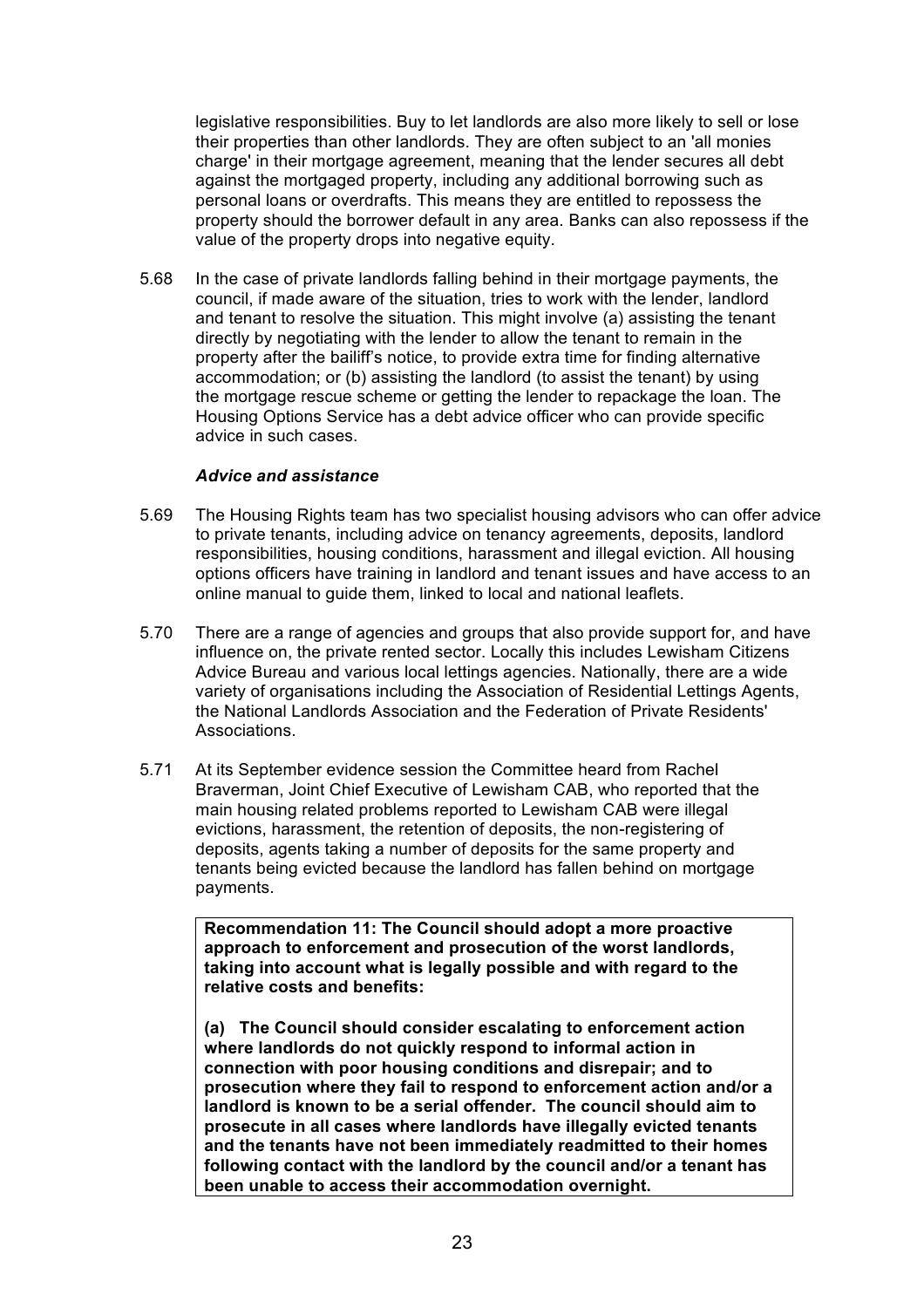legislative responsibilities. Buy to let landlords are also more likely to sell or lose their properties than other landlords. They are often subject to an 'all monies charge' in their mortgage agreement, meaning that the lender secures all debt against the mortgaged property, including any additional borrowing such as personal loans or overdrafts. This means they are entitled to repossess the property should the borrower default in any area. Banks can also repossess if the value of the property drops into negative equity.

5.68 In the case of private landlords falling behind in their mortgage payments, the council, if made aware of the situation, tries to work with the lender, landlord and tenant to resolve the situation. This might involve (a) assisting the tenant directly by negotiating with the lender to allow the tenant to remain in the property after the bailiff's notice, to provide extra time for finding alternative accommodation; or (b) assisting the landlord (to assist the tenant) by using the mortgage rescue scheme or getting the lender to repackage the loan. The Housing Options Service has a debt advice officer who can provide specific advice in such cases.

***Advice and assistance***

5.69 The Housing Rights team has two specialist housing advisors who can offer advice to private tenants, including advice on tenancy agreements, deposits, landlord responsibilities, housing conditions, harassment and illegal eviction. All housing options officers have training in landlord and tenant issues and have access to an online manual to guide them, linked to local and national leaflets.

5.70 There are a range of agencies and groups that also provide support for, and have influence on, the private rented sector. Locally this includes Lewisham Citizens Advice Bureau and various local lettings agencies. Nationally, there are a wide variety of organisations including the Association of Residential Lettings Agents, the National Landlords Association and the Federation of Private Residents' Associations.

5.71 At its September evidence session the Committee heard from Rachel Braverman, Joint Chief Executive of Lewisham CAB, who reported that the main housing related problems reported to Lewisham CAB were illegal evictions, harassment, the retention of deposits, the non-registering of deposits, agents taking a number of deposits for the same property and tenants being evicted because the landlord has fallen behind on mortgage payments.

**Recommendation 11: The Council should adopt a more proactive approach to enforcement and prosecution of the worst landlords, taking into account what is legally possible and with regard to the relative costs and benefits:**

**(a) The Council should consider escalating to enforcement action where landlords do not quickly respond to informal action in connection with poor housing conditions and disrepair; and to prosecution where they fail to respond to enforcement action and/or a landlord is known to be a serial offender. The council should aim to prosecute in all cases where landlords have illegally evicted tenants and the tenants have not been immediately readmitted to their homes following contact with the landlord by the council and/or a tenant has been unable to access their accommodation overnight.**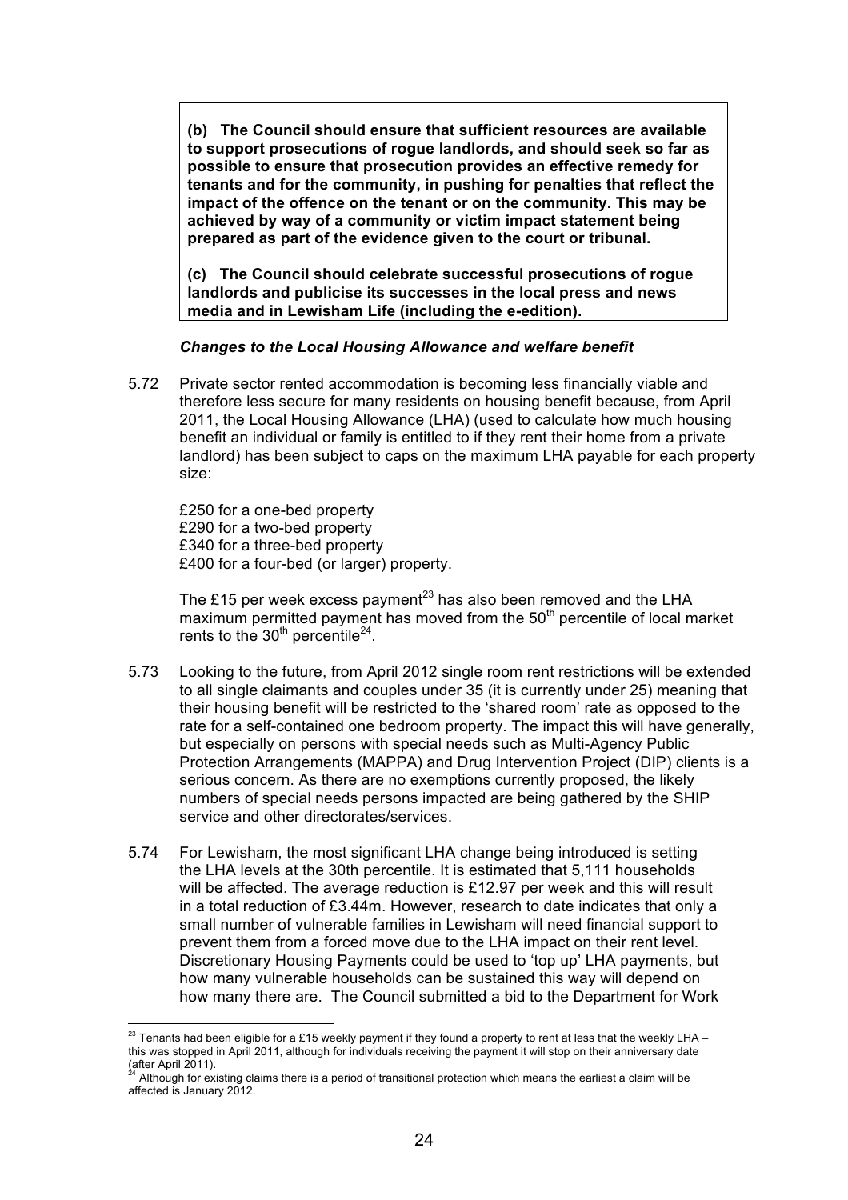**(b) The Council should ensure that sufficient resources are available to support prosecutions of rogue landlords, and should seek so far as possible to ensure that prosecution provides an effective remedy for tenants and for the community, in pushing for penalties that reflect the impact of the offence on the tenant or on the community. This may be achieved by way of a community or victim impact statement being prepared as part of the evidence given to the court or tribunal.**

**(c) The Council should celebrate successful prosecutions of rogue landlords and publicise its successes in the local press and news media and in Lewisham Life (including the e-edition).**

***Changes to the Local Housing Allowance and welfare benefit***

5.72 Private sector rented accommodation is becoming less financially viable and therefore less secure for many residents on housing benefit because, from April 2011, the Local Housing Allowance (LHA) (used to calculate how much housing benefit an individual or family is entitled to if they rent their home from a private landlord) has been subject to caps on the maximum LHA payable for each property size:

£250 for a one-bed property
£290 for a two-bed property
£340 for a three-bed property
£400 for a four-bed (or larger) property.

The £15 per week excess payment[23] has also been removed and the LHA maximum permitted payment has moved from the 50th percentile of local market rents to the 30th percentile[24].

5.73 Looking to the future, from April 2012 single room rent restrictions will be extended to all single claimants and couples under 35 (it is currently under 25) meaning that their housing benefit will be restricted to the 'shared room' rate as opposed to the rate for a self-contained one bedroom property. The impact this will have generally, but especially on persons with special needs such as Multi-Agency Public Protection Arrangements (MAPPA) and Drug Intervention Project (DIP) clients is a serious concern. As there are no exemptions currently proposed, the likely numbers of special needs persons impacted are being gathered by the SHIP service and other directorates/services.

5.74 For Lewisham, the most significant LHA change being introduced is setting the LHA levels at the 30th percentile. It is estimated that 5,111 households will be affected. The average reduction is £12.97 per week and this will result in a total reduction of £3.44m. However, research to date indicates that only a small number of vulnerable families in Lewisham will need financial support to prevent them from a forced move due to the LHA impact on their rent level. Discretionary Housing Payments could be used to 'top up' LHA payments, but how many vulnerable households can be sustained this way will depend on how many there are. The Council submitted a bid to the Department for Work

[23] Tenants had been eligible for a £15 weekly payment if they found a property to rent at less that the weekly LHA – this was stopped in April 2011, although for individuals receiving the payment it will stop on their anniversary date (after April 2011).

[24] Although for existing claims there is a period of transitional protection which means the earliest a claim will be affected is January 2012.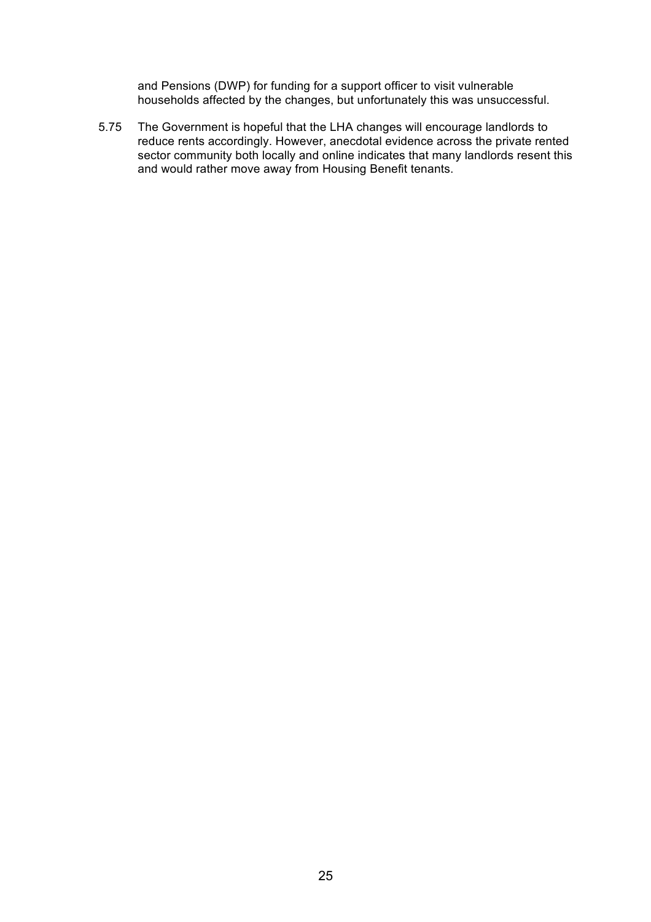and Pensions (DWP) for funding for a support officer to visit vulnerable households affected by the changes, but unfortunately this was unsuccessful.

5.75 The Government is hopeful that the LHA changes will encourage landlords to reduce rents accordingly. However, anecdotal evidence across the private rented sector community both locally and online indicates that many landlords resent this and would rather move away from Housing Benefit tenants.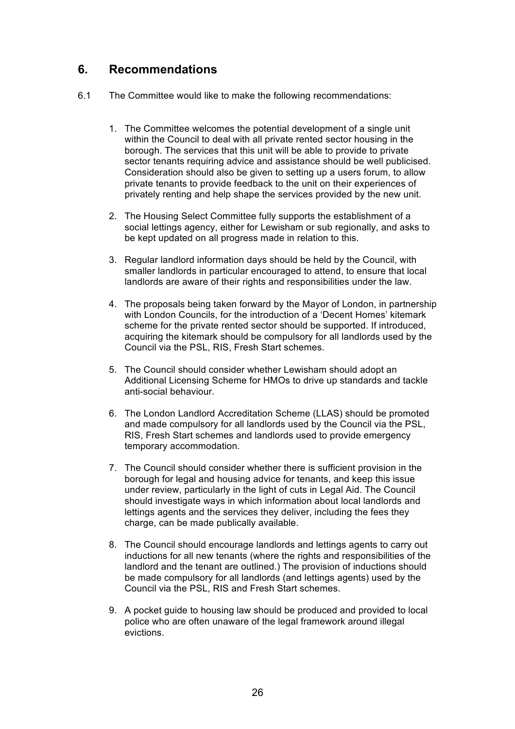## 6. Recommendations

6.1 The Committee would like to make the following recommendations:

1. The Committee welcomes the potential development of a single unit within the Council to deal with all private rented sector housing in the borough. The services that this unit will be able to provide to private sector tenants requiring advice and assistance should be well publicised. Consideration should also be given to setting up a users forum, to allow private tenants to provide feedback to the unit on their experiences of privately renting and help shape the services provided by the new unit.

2. The Housing Select Committee fully supports the establishment of a social lettings agency, either for Lewisham or sub regionally, and asks to be kept updated on all progress made in relation to this.

3. Regular landlord information days should be held by the Council, with smaller landlords in particular encouraged to attend, to ensure that local landlords are aware of their rights and responsibilities under the law.

4. The proposals being taken forward by the Mayor of London, in partnership with London Councils, for the introduction of a 'Decent Homes' kitemark scheme for the private rented sector should be supported. If introduced, acquiring the kitemark should be compulsory for all landlords used by the Council via the PSL, RIS, Fresh Start schemes.

5. The Council should consider whether Lewisham should adopt an Additional Licensing Scheme for HMOs to drive up standards and tackle anti-social behaviour.

6. The London Landlord Accreditation Scheme (LLAS) should be promoted and made compulsory for all landlords used by the Council via the PSL, RIS, Fresh Start schemes and landlords used to provide emergency temporary accommodation.

7. The Council should consider whether there is sufficient provision in the borough for legal and housing advice for tenants, and keep this issue under review, particularly in the light of cuts in Legal Aid. The Council should investigate ways in which information about local landlords and lettings agents and the services they deliver, including the fees they charge, can be made publically available.

8. The Council should encourage landlords and lettings agents to carry out inductions for all new tenants (where the rights and responsibilities of the landlord and the tenant are outlined.) The provision of inductions should be made compulsory for all landlords (and lettings agents) used by the Council via the PSL, RIS and Fresh Start schemes.

9. A pocket guide to housing law should be produced and provided to local police who are often unaware of the legal framework around illegal evictions.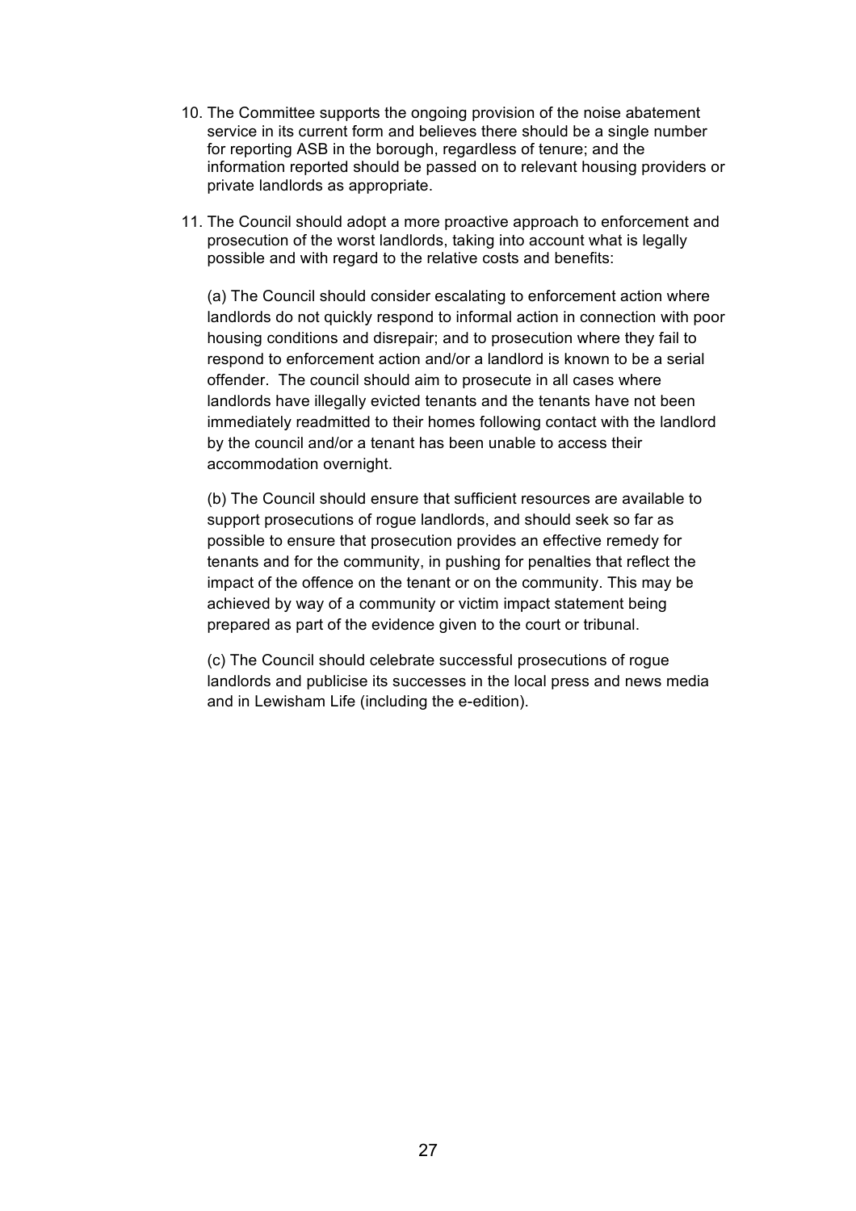10. The Committee supports the ongoing provision of the noise abatement service in its current form and believes there should be a single number for reporting ASB in the borough, regardless of tenure; and the information reported should be passed on to relevant housing providers or private landlords as appropriate.

11. The Council should adopt a more proactive approach to enforcement and prosecution of the worst landlords, taking into account what is legally possible and with regard to the relative costs and benefits:

    (a) The Council should consider escalating to enforcement action where landlords do not quickly respond to informal action in connection with poor housing conditions and disrepair; and to prosecution where they fail to respond to enforcement action and/or a landlord is known to be a serial offender. The council should aim to prosecute in all cases where landlords have illegally evicted tenants and the tenants have not been immediately readmitted to their homes following contact with the landlord by the council and/or a tenant has been unable to access their accommodation overnight.

    (b) The Council should ensure that sufficient resources are available to support prosecutions of rogue landlords, and should seek so far as possible to ensure that prosecution provides an effective remedy for tenants and for the community, in pushing for penalties that reflect the impact of the offence on the tenant or on the community. This may be achieved by way of a community or victim impact statement being prepared as part of the evidence given to the court or tribunal.

    (c) The Council should celebrate successful prosecutions of rogue landlords and publicise its successes in the local press and news media and in Lewisham Life (including the e-edition).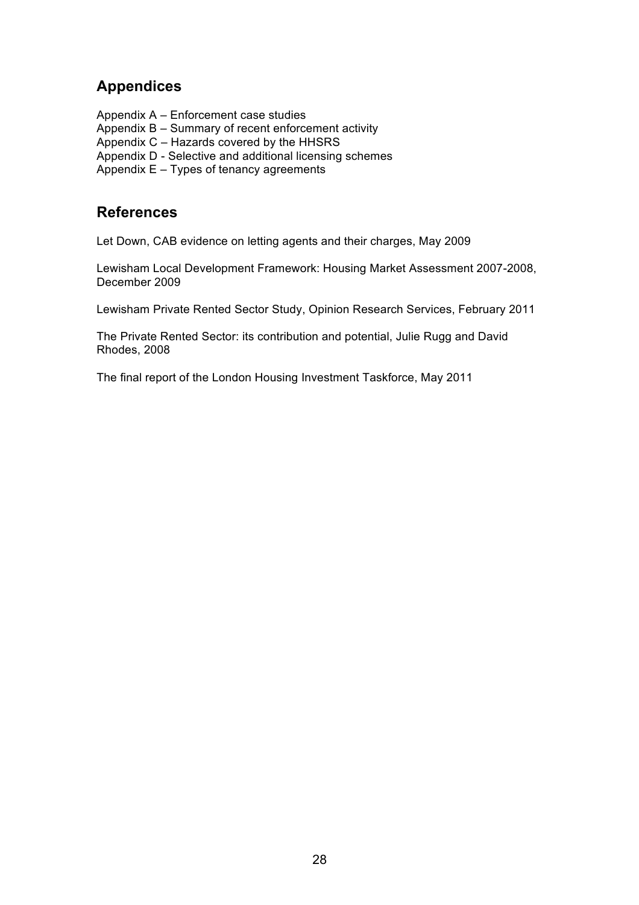## Appendices

Appendix A – Enforcement case studies
Appendix B – Summary of recent enforcement activity
Appendix C – Hazards covered by the HHSRS
Appendix D - Selective and additional licensing schemes
Appendix E – Types of tenancy agreements

## References

Let Down, CAB evidence on letting agents and their charges, May 2009

Lewisham Local Development Framework: Housing Market Assessment 2007-2008, December 2009

Lewisham Private Rented Sector Study, Opinion Research Services, February 2011

The Private Rented Sector: its contribution and potential, Julie Rugg and David Rhodes, 2008

The final report of the London Housing Investment Taskforce, May 2011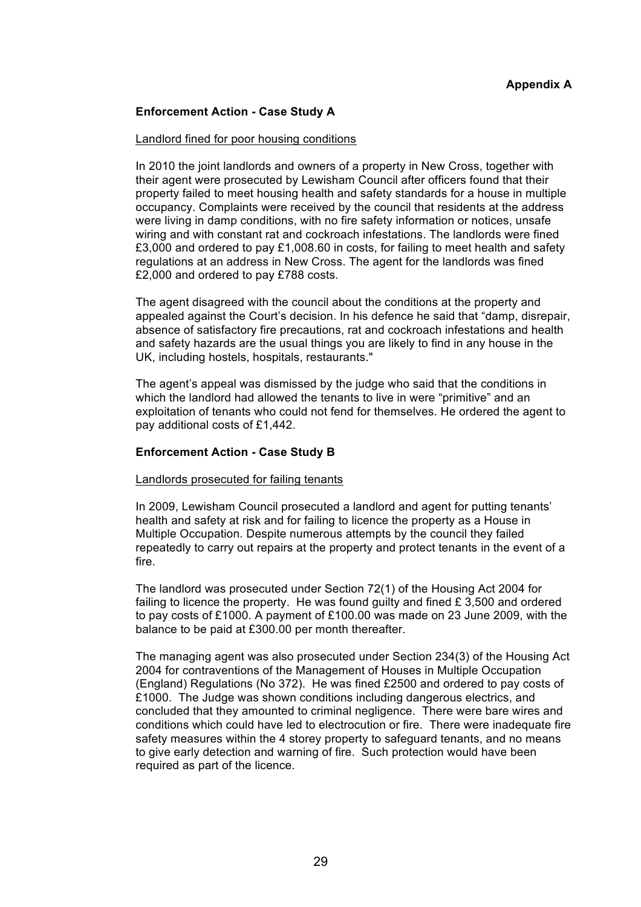**Appendix A**

## Enforcement Action - Case Study A

Landlord fined for poor housing conditions

In 2010 the joint landlords and owners of a property in New Cross, together with their agent were prosecuted by Lewisham Council after officers found that their property failed to meet housing health and safety standards for a house in multiple occupancy. Complaints were received by the council that residents at the address were living in damp conditions, with no fire safety information or notices, unsafe wiring and with constant rat and cockroach infestations. The landlords were fined £3,000 and ordered to pay £1,008.60 in costs, for failing to meet health and safety regulations at an address in New Cross. The agent for the landlords was fined £2,000 and ordered to pay £788 costs.

The agent disagreed with the council about the conditions at the property and appealed against the Court's decision. In his defence he said that "damp, disrepair, absence of satisfactory fire precautions, rat and cockroach infestations and health and safety hazards are the usual things you are likely to find in any house in the UK, including hostels, hospitals, restaurants."

The agent's appeal was dismissed by the judge who said that the conditions in which the landlord had allowed the tenants to live in were "primitive" and an exploitation of tenants who could not fend for themselves. He ordered the agent to pay additional costs of £1,442.

## Enforcement Action - Case Study B

Landlords prosecuted for failing tenants

In 2009, Lewisham Council prosecuted a landlord and agent for putting tenants' health and safety at risk and for failing to licence the property as a House in Multiple Occupation. Despite numerous attempts by the council they failed repeatedly to carry out repairs at the property and protect tenants in the event of a fire.

The landlord was prosecuted under Section 72(1) of the Housing Act 2004 for failing to licence the property. He was found guilty and fined £ 3,500 and ordered to pay costs of £1000. A payment of £100.00 was made on 23 June 2009, with the balance to be paid at £300.00 per month thereafter.

The managing agent was also prosecuted under Section 234(3) of the Housing Act 2004 for contraventions of the Management of Houses in Multiple Occupation (England) Regulations (No 372). He was fined £2500 and ordered to pay costs of £1000. The Judge was shown conditions including dangerous electrics, and concluded that they amounted to criminal negligence. There were bare wires and conditions which could have led to electrocution or fire. There were inadequate fire safety measures within the 4 storey property to safeguard tenants, and no means to give early detection and warning of fire. Such protection would have been required as part of the licence.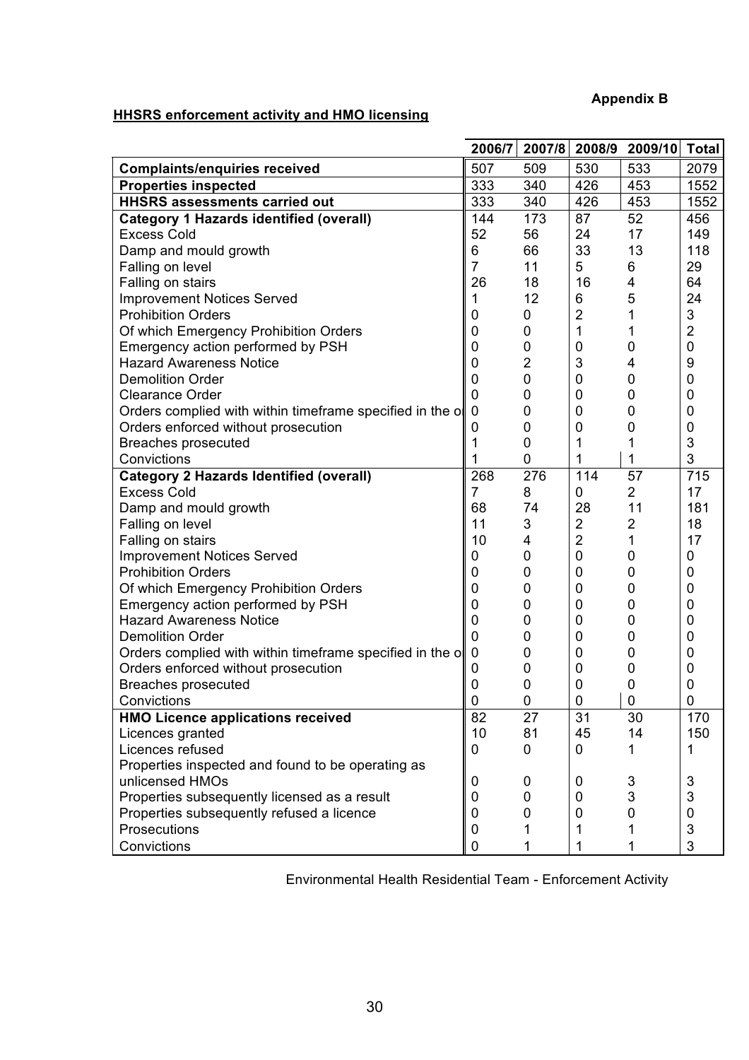**Appendix B**

**HHSRS enforcement activity and HMO licensing**

| | 2006/7 | 2007/8 | 2008/9 | 2009/10 | Total |
|---|---|---|---|---|---|
| **Complaints/enquiries received** | 507 | 509 | 530 | 533 | 2079 |
| **Properties inspected** | 333 | 340 | 426 | 453 | 1552 |
| **HHSRS assessments carried out** | 333 | 340 | 426 | 453 | 1552 |
| **Category 1 Hazards identified (overall)** | 144 | 173 | 87 | 52 | 456 |
| Excess Cold | 52 | 56 | 24 | 17 | 149 |
| Damp and mould growth | 6 | 66 | 33 | 13 | 118 |
| Falling on level | 7 | 11 | 5 | 6 | 29 |
| Falling on stairs | 26 | 18 | 16 | 4 | 64 |
| Improvement Notices Served | 1 | 12 | 6 | 5 | 24 |
| Prohibition Orders | 0 | 0 | 2 | 1 | 3 |
| Of which Emergency Prohibition Orders | 0 | 0 | 1 | 1 | 2 |
| Emergency action performed by PSH | 0 | 0 | 0 | 0 | 0 |
| Hazard Awareness Notice | 0 | 2 | 3 | 4 | 9 |
| Demolition Order | 0 | 0 | 0 | 0 | 0 |
| Clearance Order | 0 | 0 | 0 | 0 | 0 |
| Orders complied with within timeframe specified in the o | 0 | 0 | 0 | 0 | 0 |
| Orders enforced without prosecution | 0 | 0 | 0 | 0 | 0 |
| Breaches prosecuted | 1 | 0 | 1 | 1 | 3 |
| Convictions | 1 | 0 | 1 | 1 | 3 |
| **Category 2 Hazards Identified (overall)** | 268 | 276 | 114 | 57 | 715 |
| Excess Cold | 7 | 8 | 0 | 2 | 17 |
| Damp and mould growth | 68 | 74 | 28 | 11 | 181 |
| Falling on level | 11 | 3 | 2 | 2 | 18 |
| Falling on stairs | 10 | 4 | 2 | 1 | 17 |
| Improvement Notices Served | 0 | 0 | 0 | 0 | 0 |
| Prohibition Orders | 0 | 0 | 0 | 0 | 0 |
| Of which Emergency Prohibition Orders | 0 | 0 | 0 | 0 | 0 |
| Emergency action performed by PSH | 0 | 0 | 0 | 0 | 0 |
| Hazard Awareness Notice | 0 | 0 | 0 | 0 | 0 |
| Demolition Order | 0 | 0 | 0 | 0 | 0 |
| Orders complied with within timeframe specified in the o | 0 | 0 | 0 | 0 | 0 |
| Orders enforced without prosecution | 0 | 0 | 0 | 0 | 0 |
| Breaches prosecuted | 0 | 0 | 0 | 0 | 0 |
| Convictions | 0 | 0 | 0 | 0 | 0 |
| **HMO Licence applications received** | 82 | 27 | 31 | 30 | 170 |
| Licences granted | 10 | 81 | 45 | 14 | 150 |
| Licences refused | 0 | 0 | 0 | 1 | 1 |
| Properties inspected and found to be operating as unlicensed HMOs | 0 | 0 | 0 | 3 | 3 |
| Properties subsequently licensed as a result | 0 | 0 | 0 | 3 | 3 |
| Properties subsequently refused a licence | 0 | 0 | 0 | 0 | 0 |
| Prosecutions | 0 | 1 | 1 | 1 | 3 |
| Convictions | 0 | 1 | 1 | 1 | 3 |

Environmental Health Residential Team - Enforcement Activity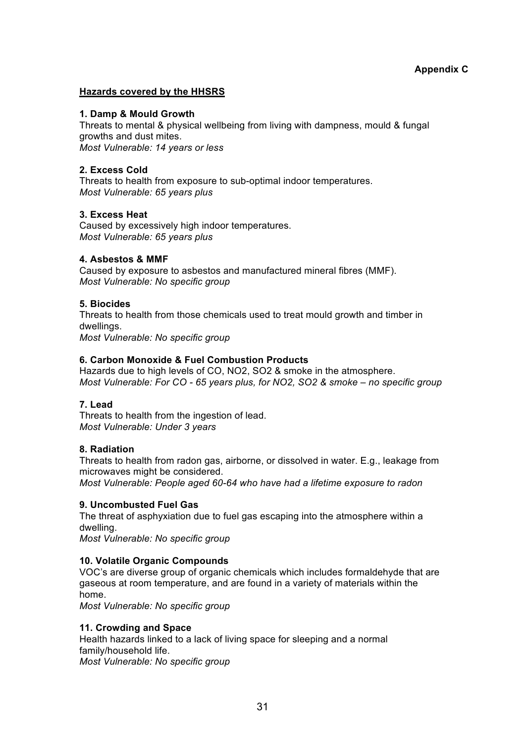**Appendix C**

## Hazards covered by the HHSRS

**1. Damp & Mould Growth**
Threats to mental & physical wellbeing from living with dampness, mould & fungal growths and dust mites.
*Most Vulnerable: 14 years or less*

**2. Excess Cold**
Threats to health from exposure to sub-optimal indoor temperatures.
*Most Vulnerable: 65 years plus*

**3. Excess Heat**
Caused by excessively high indoor temperatures.
*Most Vulnerable: 65 years plus*

**4. Asbestos & MMF**
Caused by exposure to asbestos and manufactured mineral fibres (MMF).
*Most Vulnerable: No specific group*

**5. Biocides**
Threats to health from those chemicals used to treat mould growth and timber in dwellings.
*Most Vulnerable: No specific group*

**6. Carbon Monoxide & Fuel Combustion Products**
Hazards due to high levels of CO, $NO_2$, $SO_2$ & smoke in the atmosphere.
*Most Vulnerable: For CO - 65 years plus, for $NO_2$, $SO_2$ & smoke – no specific group*

**7. Lead**
Threats to health from the ingestion of lead.
*Most Vulnerable: Under 3 years*

**8. Radiation**
Threats to health from radon gas, airborne, or dissolved in water. E.g., leakage from microwaves might be considered.
*Most Vulnerable: People aged 60-64 who have had a lifetime exposure to radon*

**9. Uncombusted Fuel Gas**
The threat of asphyxiation due to fuel gas escaping into the atmosphere within a dwelling.
*Most Vulnerable: No specific group*

**10. Volatile Organic Compounds**
VOC's are diverse group of organic chemicals which includes formaldehyde that are gaseous at room temperature, and are found in a variety of materials within the home.
*Most Vulnerable: No specific group*

**11. Crowding and Space**
Health hazards linked to a lack of living space for sleeping and a normal family/household life.
*Most Vulnerable: No specific group*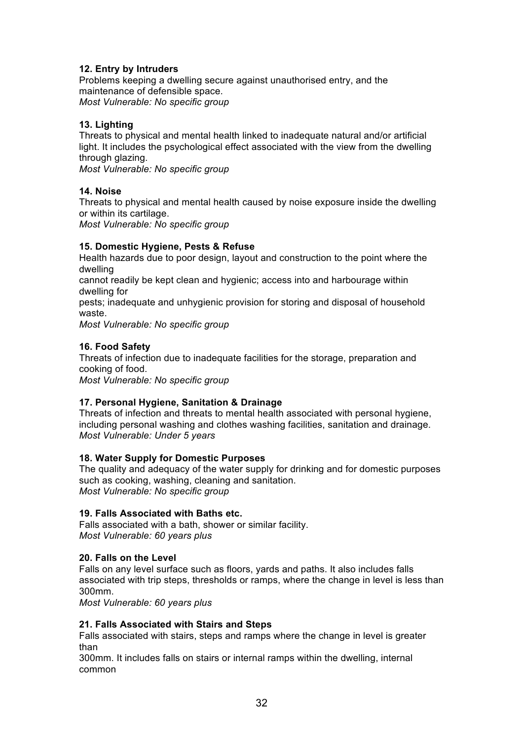**12. Entry by Intruders**
Problems keeping a dwelling secure against unauthorised entry, and the maintenance of defensible space.
*Most Vulnerable: No specific group*

**13. Lighting**
Threats to physical and mental health linked to inadequate natural and/or artificial light. It includes the psychological effect associated with the view from the dwelling through glazing.
*Most Vulnerable: No specific group*

**14. Noise**
Threats to physical and mental health caused by noise exposure inside the dwelling or within its cartilage.
*Most Vulnerable: No specific group*

**15. Domestic Hygiene, Pests & Refuse**
Health hazards due to poor design, layout and construction to the point where the dwelling
cannot readily be kept clean and hygienic; access into and harbourage within dwelling for
pests; inadequate and unhygienic provision for storing and disposal of household waste.
*Most Vulnerable: No specific group*

**16. Food Safety**
Threats of infection due to inadequate facilities for the storage, preparation and cooking of food.
*Most Vulnerable: No specific group*

**17. Personal Hygiene, Sanitation & Drainage**
Threats of infection and threats to mental health associated with personal hygiene, including personal washing and clothes washing facilities, sanitation and drainage.
*Most Vulnerable: Under 5 years*

**18. Water Supply for Domestic Purposes**
The quality and adequacy of the water supply for drinking and for domestic purposes such as cooking, washing, cleaning and sanitation.
*Most Vulnerable: No specific group*

**19. Falls Associated with Baths etc.**
Falls associated with a bath, shower or similar facility.
*Most Vulnerable: 60 years plus*

**20. Falls on the Level**
Falls on any level surface such as floors, yards and paths. It also includes falls associated with trip steps, thresholds or ramps, where the change in level is less than 300mm.
*Most Vulnerable: 60 years plus*

**21. Falls Associated with Stairs and Steps**
Falls associated with stairs, steps and ramps where the change in level is greater than
300mm. It includes falls on stairs or internal ramps within the dwelling, internal common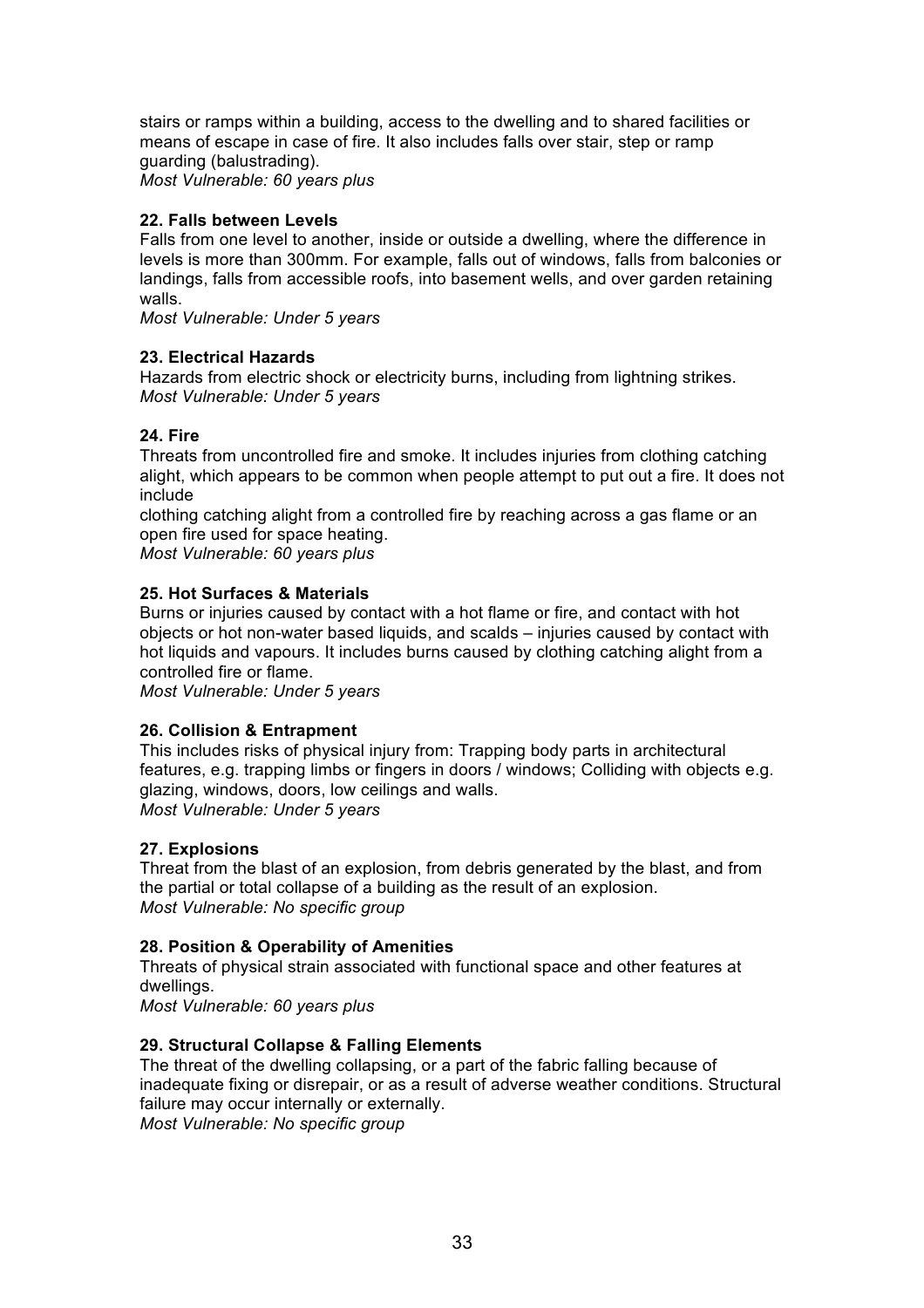stairs or ramps within a building, access to the dwelling and to shared facilities or means of escape in case of fire. It also includes falls over stair, step or ramp guarding (balustrading).
*Most Vulnerable: 60 years plus*

**22. Falls between Levels**
Falls from one level to another, inside or outside a dwelling, where the difference in levels is more than 300mm. For example, falls out of windows, falls from balconies or landings, falls from accessible roofs, into basement wells, and over garden retaining walls.
*Most Vulnerable: Under 5 years*

**23. Electrical Hazards**
Hazards from electric shock or electricity burns, including from lightning strikes.
*Most Vulnerable: Under 5 years*

**24. Fire**
Threats from uncontrolled fire and smoke. It includes injuries from clothing catching alight, which appears to be common when people attempt to put out a fire. It does not include
clothing catching alight from a controlled fire by reaching across a gas flame or an open fire used for space heating.
*Most Vulnerable: 60 years plus*

**25. Hot Surfaces & Materials**
Burns or injuries caused by contact with a hot flame or fire, and contact with hot objects or hot non-water based liquids, and scalds – injuries caused by contact with hot liquids and vapours. It includes burns caused by clothing catching alight from a controlled fire or flame.
*Most Vulnerable: Under 5 years*

**26. Collision & Entrapment**
This includes risks of physical injury from: Trapping body parts in architectural features, e.g. trapping limbs or fingers in doors / windows; Colliding with objects e.g. glazing, windows, doors, low ceilings and walls.
*Most Vulnerable: Under 5 years*

**27. Explosions**
Threat from the blast of an explosion, from debris generated by the blast, and from the partial or total collapse of a building as the result of an explosion.
*Most Vulnerable: No specific group*

**28. Position & Operability of Amenities**
Threats of physical strain associated with functional space and other features at dwellings.
*Most Vulnerable: 60 years plus*

**29. Structural Collapse & Falling Elements**
The threat of the dwelling collapsing, or a part of the fabric falling because of inadequate fixing or disrepair, or as a result of adverse weather conditions. Structural failure may occur internally or externally.
*Most Vulnerable: No specific group*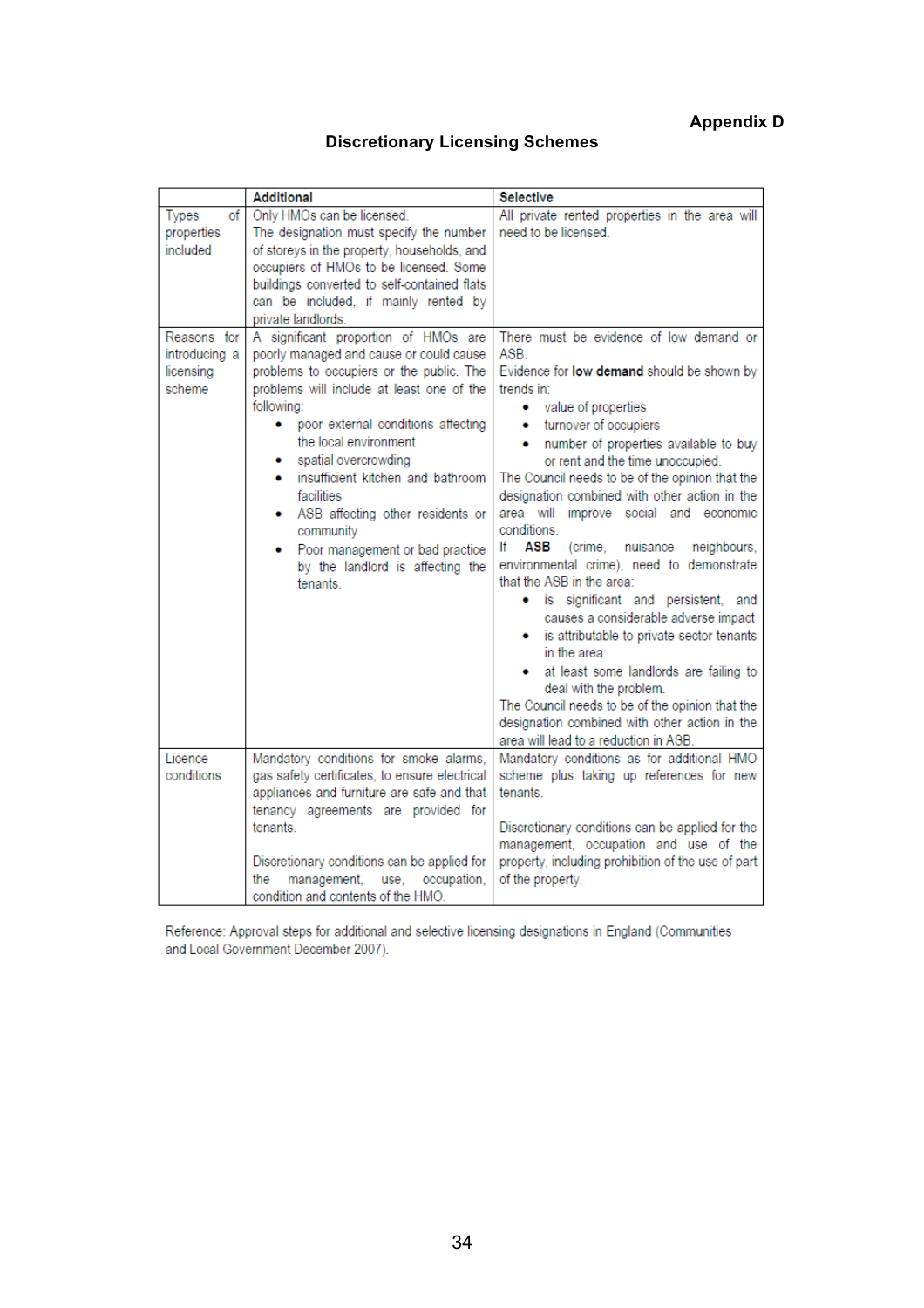**Appendix D**

## Discretionary Licensing Schemes

| | **Additional** | **Selective** |
|---|---|---|
| Types of properties included | Only HMOs can be licensed.<br>The designation must specify the number of storeys in the property, households, and occupiers of HMOs to be licensed. Some buildings converted to self-contained flats can be included, if mainly rented by private landlords. | All private rented properties in the area will need to be licensed. |
| Reasons for introducing a licensing scheme | A significant proportion of HMOs are poorly managed and cause or could cause problems to occupiers or the public. The problems will include at least one of the following:<br>• poor external conditions affecting the local environment<br>• spatial overcrowding<br>• insufficient kitchen and bathroom facilities<br>• ASB affecting other residents or community<br>• Poor management or bad practice by the landlord is affecting the tenants. | There must be evidence of low demand or ASB.<br>Evidence for **low demand** should be shown by trends in:<br>• value of properties<br>• turnover of occupiers<br>• number of properties available to buy or rent and the time unoccupied.<br>The Council needs to be of the opinion that the designation combined with other action in the area will improve social and economic conditions.<br>If **ASB** (crime, nuisance neighbours, environmental crime), need to demonstrate that the ASB in the area:<br>• is significant and persistent, and causes a considerable adverse impact<br>• is attributable to private sector tenants in the area<br>• at least some landlords are failing to deal with the problem.<br>The Council needs to be of the opinion that the designation combined with other action in the area will lead to a reduction in ASB. |
| Licence conditions | Mandatory conditions for smoke alarms, gas safety certificates, to ensure electrical appliances and furniture are safe and that tenancy agreements are provided for tenants.<br><br>Discretionary conditions can be applied for the management, use, occupation, condition and contents of the HMO. | Mandatory conditions as for additional HMO scheme plus taking up references for new tenants.<br><br>Discretionary conditions can be applied for the management, occupation and use of the property, including prohibition of the use of part of the property. |

Reference: Approval steps for additional and selective licensing designations in England (Communities and Local Government December 2007).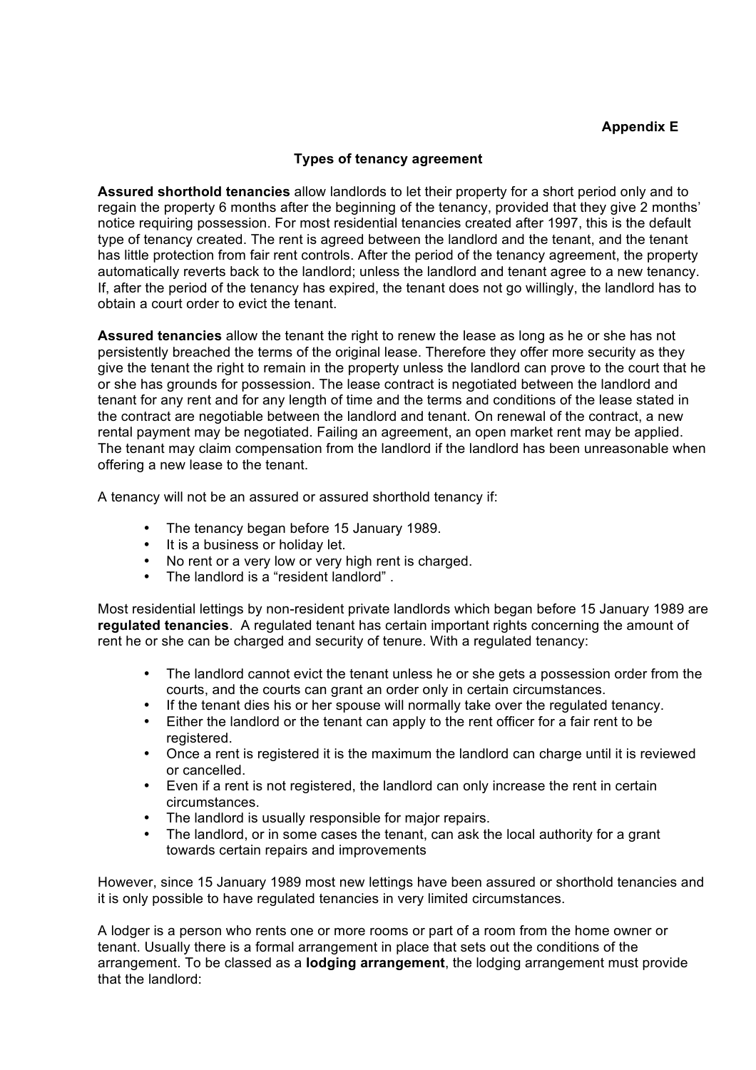**Appendix E**

**Types of tenancy agreement**

**Assured shorthold tenancies** allow landlords to let their property for a short period only and to regain the property 6 months after the beginning of the tenancy, provided that they give 2 months' notice requiring possession. For most residential tenancies created after 1997, this is the default type of tenancy created. The rent is agreed between the landlord and the tenant, and the tenant has little protection from fair rent controls. After the period of the tenancy agreement, the property automatically reverts back to the landlord; unless the landlord and tenant agree to a new tenancy. If, after the period of the tenancy has expired, the tenant does not go willingly, the landlord has to obtain a court order to evict the tenant.

**Assured tenancies** allow the tenant the right to renew the lease as long as he or she has not persistently breached the terms of the original lease. Therefore they offer more security as they give the tenant the right to remain in the property unless the landlord can prove to the court that he or she has grounds for possession. The lease contract is negotiated between the landlord and tenant for any rent and for any length of time and the terms and conditions of the lease stated in the contract are negotiable between the landlord and tenant. On renewal of the contract, a new rental payment may be negotiated. Failing an agreement, an open market rent may be applied. The tenant may claim compensation from the landlord if the landlord has been unreasonable when offering a new lease to the tenant.

A tenancy will not be an assured or assured shorthold tenancy if:

- The tenancy began before 15 January 1989.
- It is a business or holiday let.
- No rent or a very low or very high rent is charged.
- The landlord is a "resident landlord" .

Most residential lettings by non-resident private landlords which began before 15 January 1989 are **regulated tenancies**. A regulated tenant has certain important rights concerning the amount of rent he or she can be charged and security of tenure. With a regulated tenancy:

- The landlord cannot evict the tenant unless he or she gets a possession order from the courts, and the courts can grant an order only in certain circumstances.
- If the tenant dies his or her spouse will normally take over the regulated tenancy.
- Either the landlord or the tenant can apply to the rent officer for a fair rent to be registered.
- Once a rent is registered it is the maximum the landlord can charge until it is reviewed or cancelled.
- Even if a rent is not registered, the landlord can only increase the rent in certain circumstances.
- The landlord is usually responsible for major repairs.
- The landlord, or in some cases the tenant, can ask the local authority for a grant towards certain repairs and improvements

However, since 15 January 1989 most new lettings have been assured or shorthold tenancies and it is only possible to have regulated tenancies in very limited circumstances.

A lodger is a person who rents one or more rooms or part of a room from the home owner or tenant. Usually there is a formal arrangement in place that sets out the conditions of the arrangement. To be classed as a **lodging arrangement**, the lodging arrangement must provide that the landlord: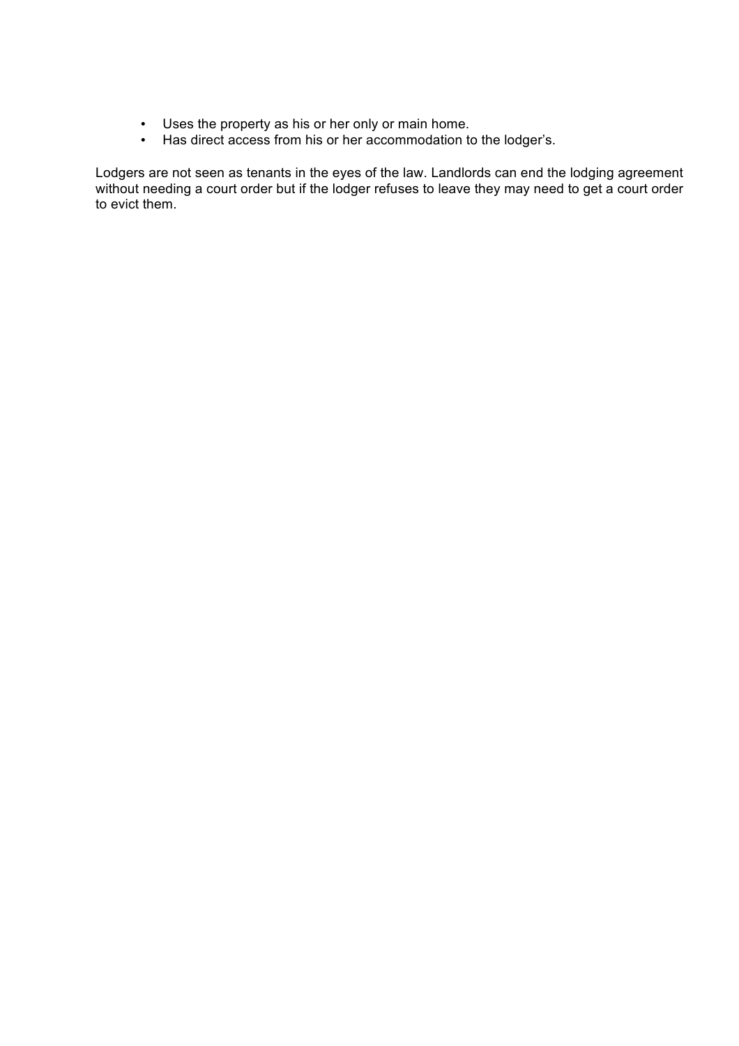- Uses the property as his or her only or main home.
- Has direct access from his or her accommodation to the lodger's.

Lodgers are not seen as tenants in the eyes of the law. Landlords can end the lodging agreement without needing a court order but if the lodger refuses to leave they may need to get a court order to evict them.